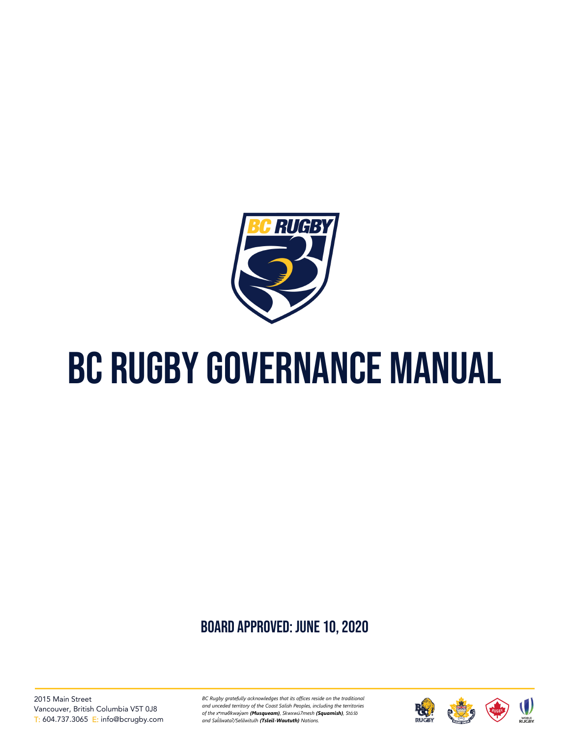# BC RUGBY GOVERNANCE MANUAL

**BOARD APPROVED: JUNE 10, 2020**

2015 Main Street
Vancouver, British Columbia V5T 0J8
T: 604.737.3065 E: info@bcrugby.com

*BC Rugby gratefully acknowledges that its offices reside on the traditional and unceded territory of the Coast Salish Peoples, including the territories of the xʷməθkʷəy̓əm **(Musqueam)**, Skwxwú7mesh **(Squamish)**, Stó:lō and Səl̓ílwətaʔ/Selilwitulh **(Tsleil-Waututh)** Nations.*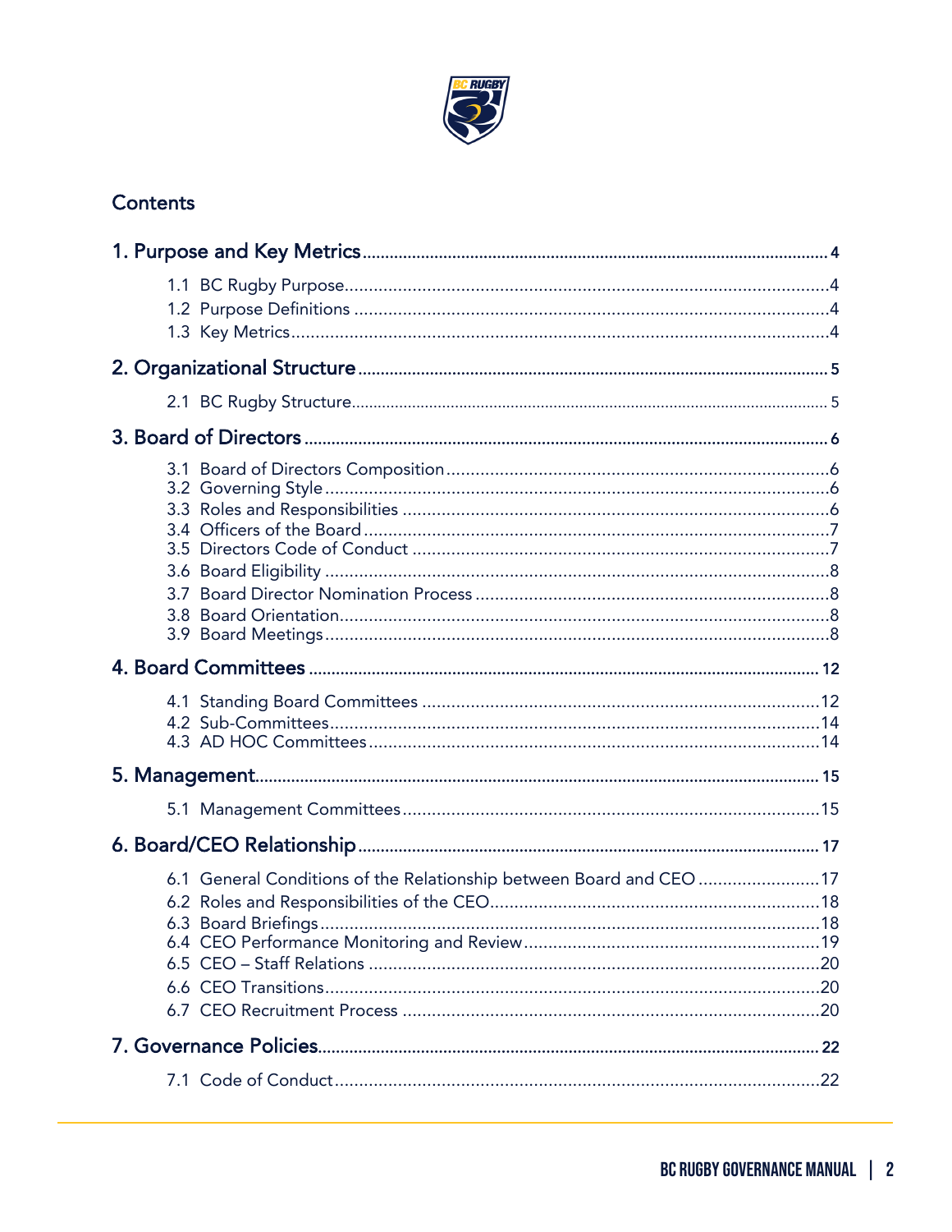## Contents

**1. Purpose and Key Metrics** ........ 4

- 1.1 BC Rugby Purpose ........ 4
- 1.2 Purpose Definitions ........ 4
- 1.3 Key Metrics ........ 4

**2. Organizational Structure** ........ 5

- 2.1 BC Rugby Structure ........ 5

**3. Board of Directors** ........ 6

- 3.1 Board of Directors Composition ........ 6
- 3.2 Governing Style ........ 6
- 3.3 Roles and Responsibilities ........ 6
- 3.4 Officers of the Board ........ 7
- 3.5 Directors Code of Conduct ........ 7
- 3.6 Board Eligibility ........ 8
- 3.7 Board Director Nomination Process ........ 8
- 3.8 Board Orientation ........ 8
- 3.9 Board Meetings ........ 8

**4. Board Committees** ........ 12

- 4.1 Standing Board Committees ........ 12
- 4.2 Sub-Committees ........ 14
- 4.3 AD HOC Committees ........ 14

**5. Management** ........ 15

- 5.1 Management Committees ........ 15

**6. Board/CEO Relationship** ........ 17

- 6.1 General Conditions of the Relationship between Board and CEO ........ 17
- 6.2 Roles and Responsibilities of the CEO ........ 18
- 6.3 Board Briefings ........ 18
- 6.4 CEO Performance Monitoring and Review ........ 19
- 6.5 CEO – Staff Relations ........ 20
- 6.6 CEO Transitions ........ 20
- 6.7 CEO Recruitment Process ........ 20

**7. Governance Policies** ........ 22

- 7.1 Code of Conduct ........ 22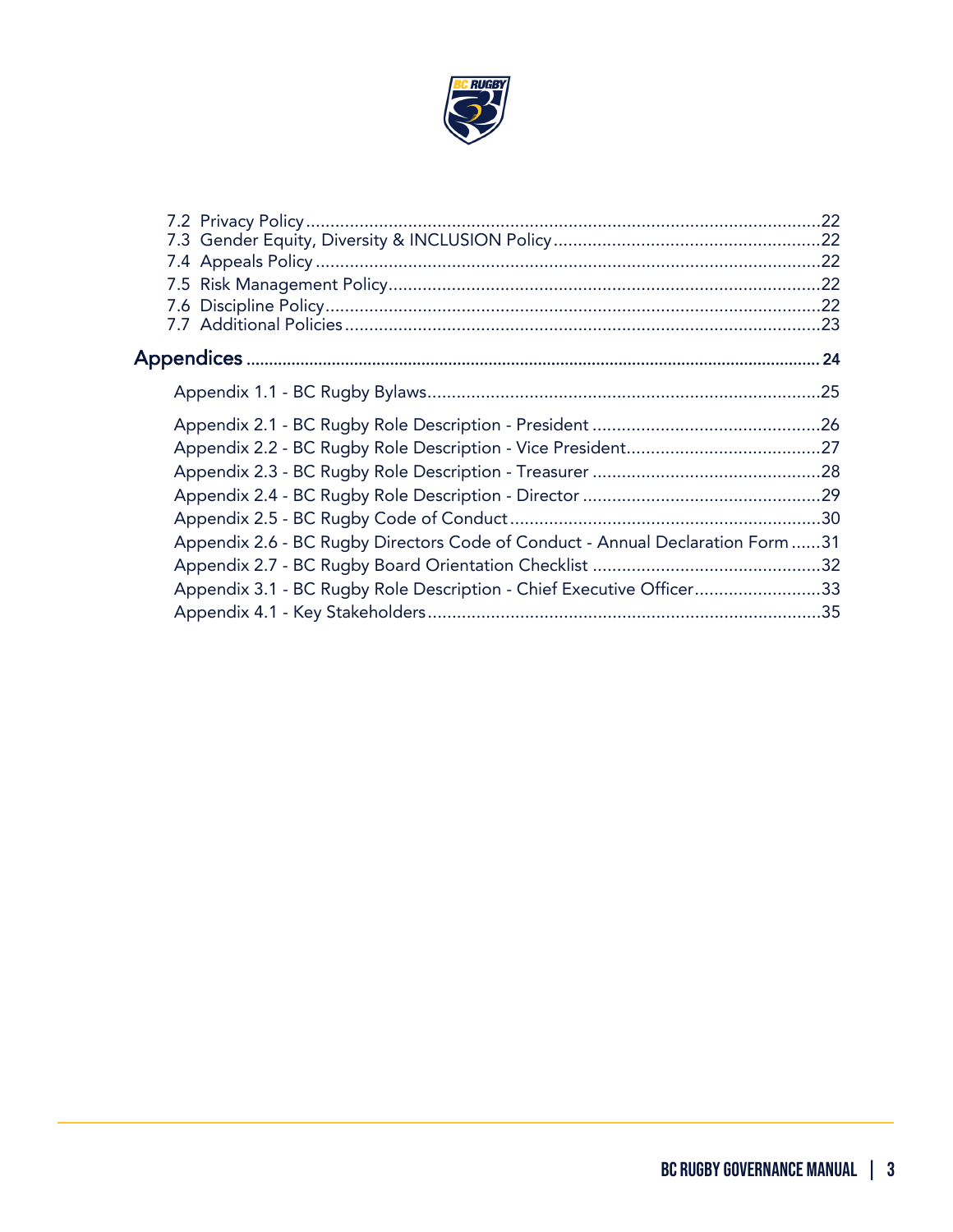7.2 Privacy Policy .......................................................................................................22
7.3 Gender Equity, Diversity & INCLUSION Policy ......................................................22
7.4 Appeals Policy .......................................................................................................22
7.5 Risk Management Policy ........................................................................................22
7.6 Discipline Policy .....................................................................................................22
7.7 Additional Policies .................................................................................................23

Appendices ....................................................................................................................... 24

Appendix 1.1 - BC Rugby Bylaws ...............................................................................25

Appendix 2.1 - BC Rugby Role Description - President ..............................................26
Appendix 2.2 - BC Rugby Role Description - Vice President ........................................27
Appendix 2.3 - BC Rugby Role Description - Treasurer ..............................................28
Appendix 2.4 - BC Rugby Role Description - Director ................................................29
Appendix 2.5 - BC Rugby Code of Conduct ...............................................................30
Appendix 2.6 - BC Rugby Directors Code of Conduct - Annual Declaration Form ......31
Appendix 2.7 - BC Rugby Board Orientation Checklist ..............................................32
Appendix 3.1 - BC Rugby Role Description - Chief Executive Officer .........................33
Appendix 4.1 - Key Stakeholders ................................................................................35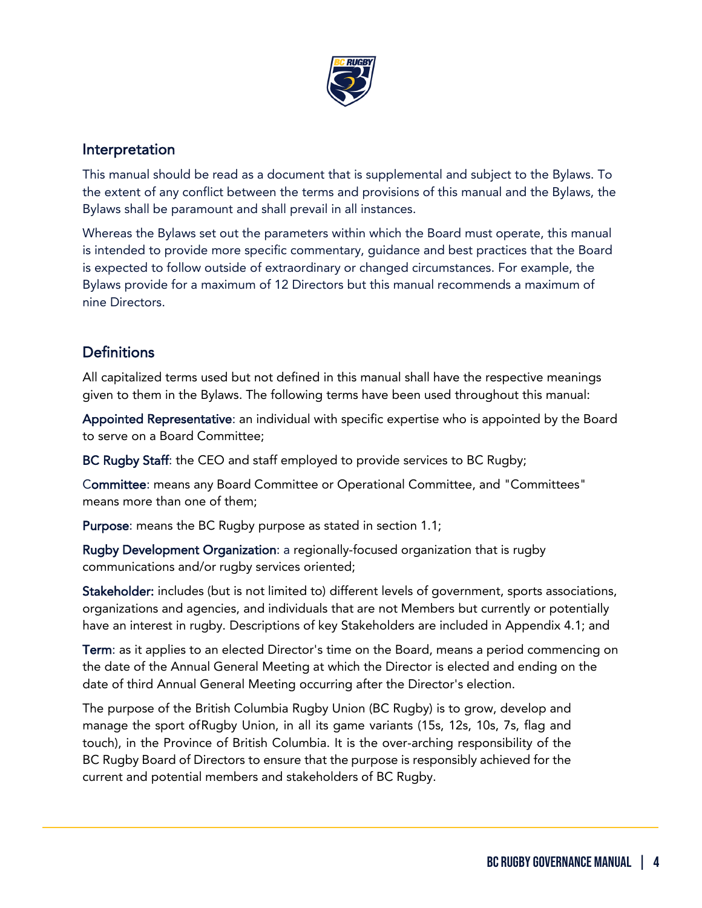## Interpretation

This manual should be read as a document that is supplemental and subject to the Bylaws. To the extent of any conflict between the terms and provisions of this manual and the Bylaws, the Bylaws shall be paramount and shall prevail in all instances.

Whereas the Bylaws set out the parameters within which the Board must operate, this manual is intended to provide more specific commentary, guidance and best practices that the Board is expected to follow outside of extraordinary or changed circumstances. For example, the Bylaws provide for a maximum of 12 Directors but this manual recommends a maximum of nine Directors.

## Definitions

All capitalized terms used but not defined in this manual shall have the respective meanings given to them in the Bylaws. The following terms have been used throughout this manual:

**Appointed Representative**: an individual with specific expertise who is appointed by the Board to serve on a Board Committee;

**BC Rugby Staff**: the CEO and staff employed to provide services to BC Rugby;

**Committee**: means any Board Committee or Operational Committee, and "Committees" means more than one of them;

**Purpose**: means the BC Rugby purpose as stated in section 1.1;

**Rugby Development Organization**: a regionally-focused organization that is rugby communications and/or rugby services oriented;

**Stakeholder:** includes (but is not limited to) different levels of government, sports associations, organizations and agencies, and individuals that are not Members but currently or potentially have an interest in rugby. Descriptions of key Stakeholders are included in Appendix 4.1; and

**Term**: as it applies to an elected Director's time on the Board, means a period commencing on the date of the Annual General Meeting at which the Director is elected and ending on the date of third Annual General Meeting occurring after the Director's election.

The purpose of the British Columbia Rugby Union (BC Rugby) is to grow, develop and manage the sport ofRugby Union, in all its game variants (15s, 12s, 10s, 7s, flag and touch), in the Province of British Columbia. It is the over-arching responsibility of the BC Rugby Board of Directors to ensure that the purpose is responsibly achieved for the current and potential members and stakeholders of BC Rugby.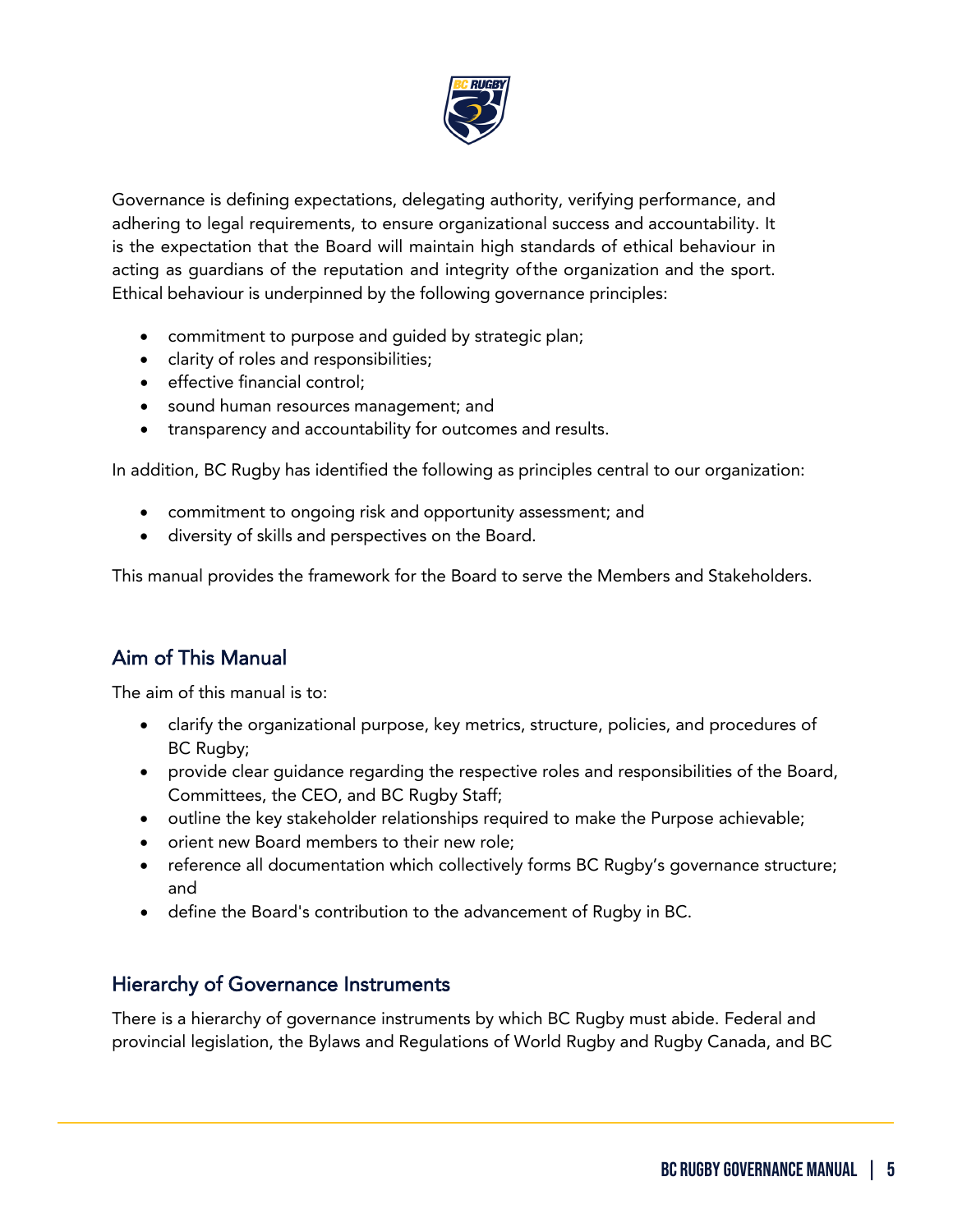Governance is defining expectations, delegating authority, verifying performance, and adhering to legal requirements, to ensure organizational success and accountability. It is the expectation that the Board will maintain high standards of ethical behaviour in acting as guardians of the reputation and integrity of the organization and the sport. Ethical behaviour is underpinned by the following governance principles:

- commitment to purpose and guided by strategic plan;
- clarity of roles and responsibilities;
- effective financial control;
- sound human resources management; and
- transparency and accountability for outcomes and results.

In addition, BC Rugby has identified the following as principles central to our organization:

- commitment to ongoing risk and opportunity assessment; and
- diversity of skills and perspectives on the Board.

This manual provides the framework for the Board to serve the Members and Stakeholders.

## Aim of This Manual

The aim of this manual is to:

- clarify the organizational purpose, key metrics, structure, policies, and procedures of BC Rugby;
- provide clear guidance regarding the respective roles and responsibilities of the Board, Committees, the CEO, and BC Rugby Staff;
- outline the key stakeholder relationships required to make the Purpose achievable;
- orient new Board members to their new role;
- reference all documentation which collectively forms BC Rugby's governance structure; and
- define the Board's contribution to the advancement of Rugby in BC.

## Hierarchy of Governance Instruments

There is a hierarchy of governance instruments by which BC Rugby must abide. Federal and provincial legislation, the Bylaws and Regulations of World Rugby and Rugby Canada, and BC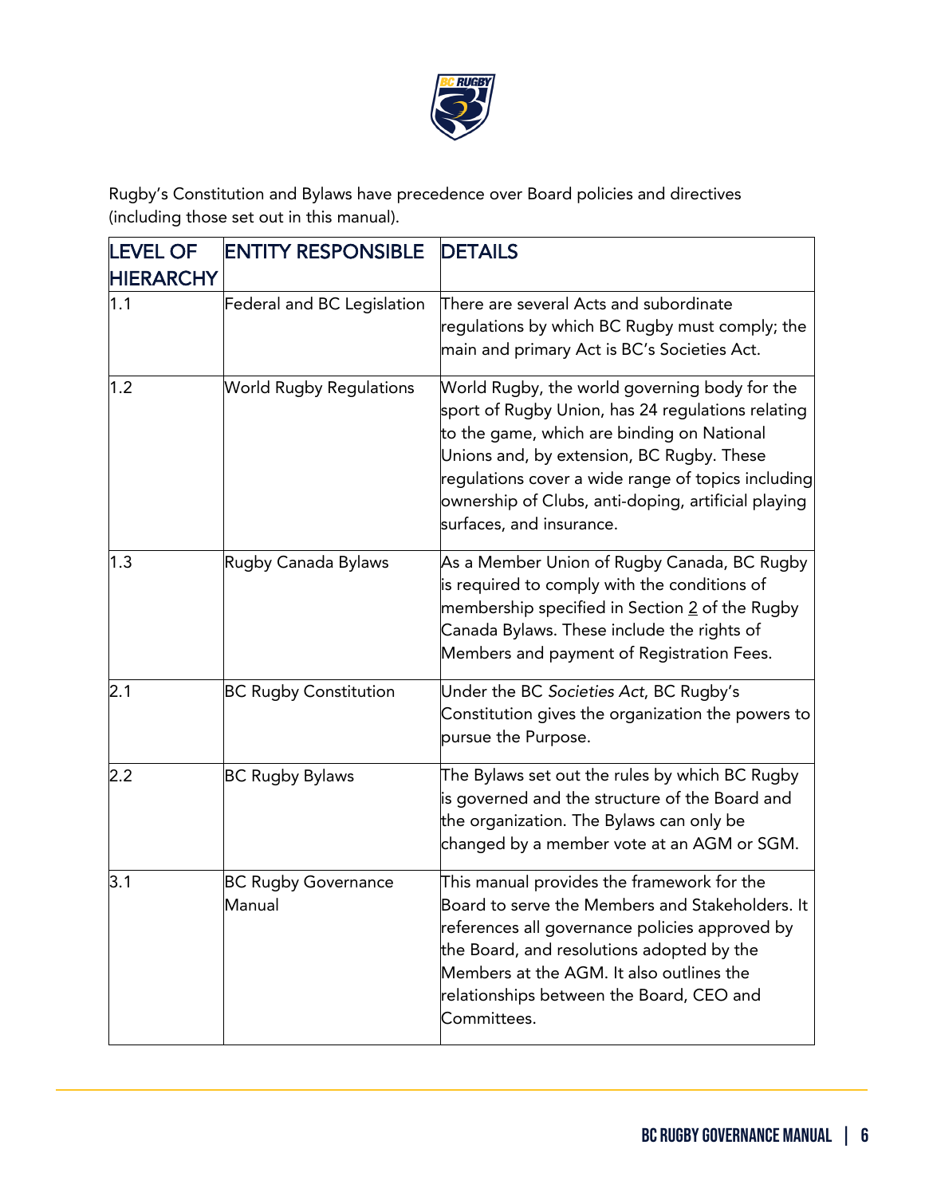Rugby's Constitution and Bylaws have precedence over Board policies and directives (including those set out in this manual).

| LEVEL OF HIERARCHY | ENTITY RESPONSIBLE | DETAILS |
| --- | --- | --- |
| 1.1 | Federal and BC Legislation | There are several Acts and subordinate regulations by which BC Rugby must comply; the main and primary Act is BC's Societies Act. |
| 1.2 | World Rugby Regulations | World Rugby, the world governing body for the sport of Rugby Union, has 24 regulations relating to the game, which are binding on National Unions and, by extension, BC Rugby. These regulations cover a wide range of topics including ownership of Clubs, anti-doping, artificial playing surfaces, and insurance. |
| 1.3 | Rugby Canada Bylaws | As a Member Union of Rugby Canada, BC Rugby is required to comply with the conditions of membership specified in Section 2 of the Rugby Canada Bylaws. These include the rights of Members and payment of Registration Fees. |
| 2.1 | BC Rugby Constitution | Under the BC *Societies Act*, BC Rugby's Constitution gives the organization the powers to pursue the Purpose. |
| 2.2 | BC Rugby Bylaws | The Bylaws set out the rules by which BC Rugby is governed and the structure of the Board and the organization. The Bylaws can only be changed by a member vote at an AGM or SGM. |
| 3.1 | BC Rugby Governance Manual | This manual provides the framework for the Board to serve the Members and Stakeholders. It references all governance policies approved by the Board, and resolutions adopted by the Members at the AGM. It also outlines the relationships between the Board, CEO and Committees. |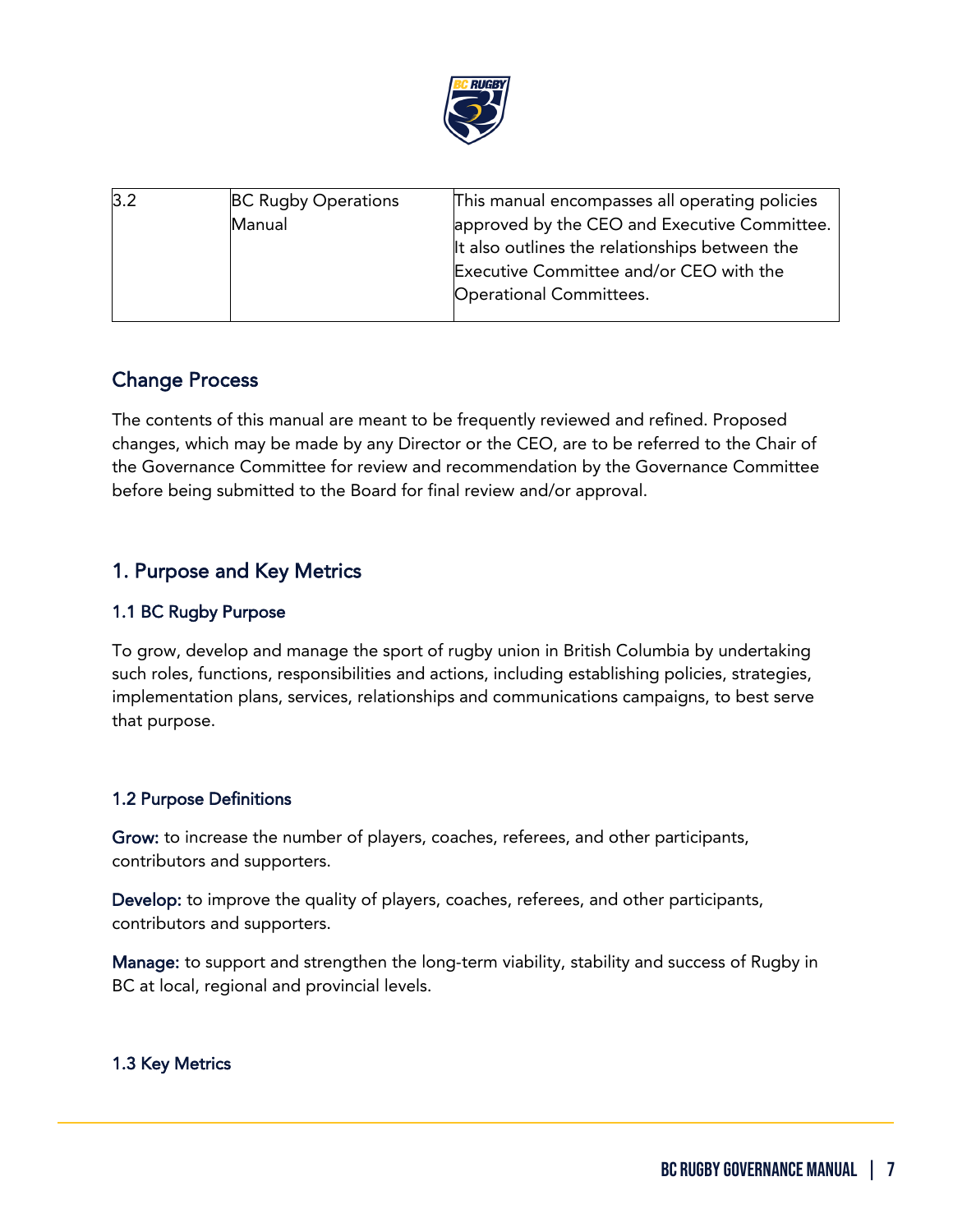| 3.2 | BC Rugby Operations Manual | This manual encompasses all operating policies approved by the CEO and Executive Committee. It also outlines the relationships between the Executive Committee and/or CEO with the Operational Committees. |
|---|---|---|

## Change Process

The contents of this manual are meant to be frequently reviewed and refined. Proposed changes, which may be made by any Director or the CEO, are to be referred to the Chair of the Governance Committee for review and recommendation by the Governance Committee before being submitted to the Board for final review and/or approval.

## 1. Purpose and Key Metrics

### 1.1 BC Rugby Purpose

To grow, develop and manage the sport of rugby union in British Columbia by undertaking such roles, functions, responsibilities and actions, including establishing policies, strategies, implementation plans, services, relationships and communications campaigns, to best serve that purpose.

### 1.2 Purpose Definitions

**Grow:** to increase the number of players, coaches, referees, and other participants, contributors and supporters.

**Develop:** to improve the quality of players, coaches, referees, and other participants, contributors and supporters.

**Manage:** to support and strengthen the long-term viability, stability and success of Rugby in BC at local, regional and provincial levels.

### 1.3 Key Metrics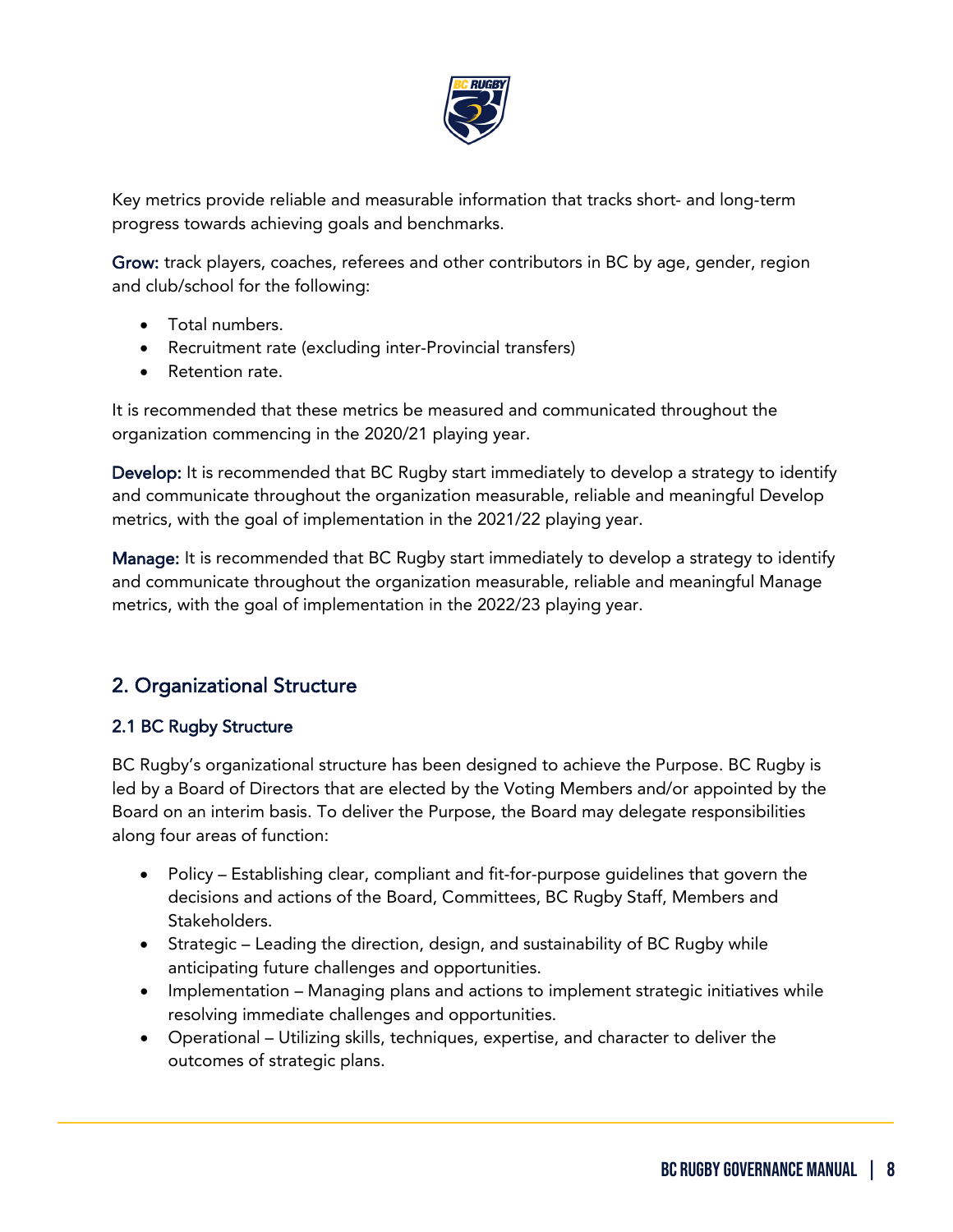Key metrics provide reliable and measurable information that tracks short- and long-term progress towards achieving goals and benchmarks.

**Grow:** track players, coaches, referees and other contributors in BC by age, gender, region and club/school for the following:

- Total numbers.
- Recruitment rate (excluding inter-Provincial transfers)
- Retention rate.

It is recommended that these metrics be measured and communicated throughout the organization commencing in the 2020/21 playing year.

**Develop:** It is recommended that BC Rugby start immediately to develop a strategy to identify and communicate throughout the organization measurable, reliable and meaningful Develop metrics, with the goal of implementation in the 2021/22 playing year.

**Manage:** It is recommended that BC Rugby start immediately to develop a strategy to identify and communicate throughout the organization measurable, reliable and meaningful Manage metrics, with the goal of implementation in the 2022/23 playing year.

## 2. Organizational Structure

### 2.1 BC Rugby Structure

BC Rugby's organizational structure has been designed to achieve the Purpose. BC Rugby is led by a Board of Directors that are elected by the Voting Members and/or appointed by the Board on an interim basis. To deliver the Purpose, the Board may delegate responsibilities along four areas of function:

- Policy – Establishing clear, compliant and fit-for-purpose guidelines that govern the decisions and actions of the Board, Committees, BC Rugby Staff, Members and Stakeholders.
- Strategic – Leading the direction, design, and sustainability of BC Rugby while anticipating future challenges and opportunities.
- Implementation – Managing plans and actions to implement strategic initiatives while resolving immediate challenges and opportunities.
- Operational – Utilizing skills, techniques, expertise, and character to deliver the outcomes of strategic plans.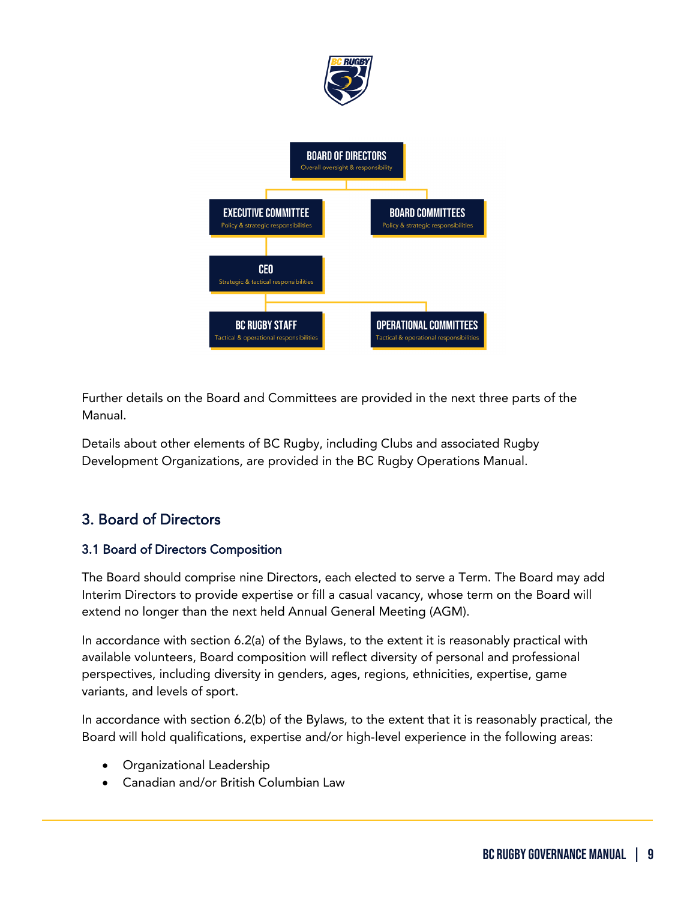BOARD OF DIRECTORS
Overall oversight & responsibility

EXECUTIVE COMMITTEE
Policy & strategic responsibilities

BOARD COMMITTEES
Policy & strategic responsibilities

CEO
Strategic & tactical responsibilities

BC RUGBY STAFF
Tactical & operational responsibilities

OPERATIONAL COMMITTEES
Tactical & operational responsibilities

Further details on the Board and Committees are provided in the next three parts of the Manual.

Details about other elements of BC Rugby, including Clubs and associated Rugby Development Organizations, are provided in the BC Rugby Operations Manual.

## 3. Board of Directors

### 3.1 Board of Directors Composition

The Board should comprise nine Directors, each elected to serve a Term. The Board may add Interim Directors to provide expertise or fill a casual vacancy, whose term on the Board will extend no longer than the next held Annual General Meeting (AGM).

In accordance with section 6.2(a) of the Bylaws, to the extent it is reasonably practical with available volunteers, Board composition will reflect diversity of personal and professional perspectives, including diversity in genders, ages, regions, ethnicities, expertise, game variants, and levels of sport.

In accordance with section 6.2(b) of the Bylaws, to the extent that it is reasonably practical, the Board will hold qualifications, expertise and/or high-level experience in the following areas:

- Organizational Leadership
- Canadian and/or British Columbian Law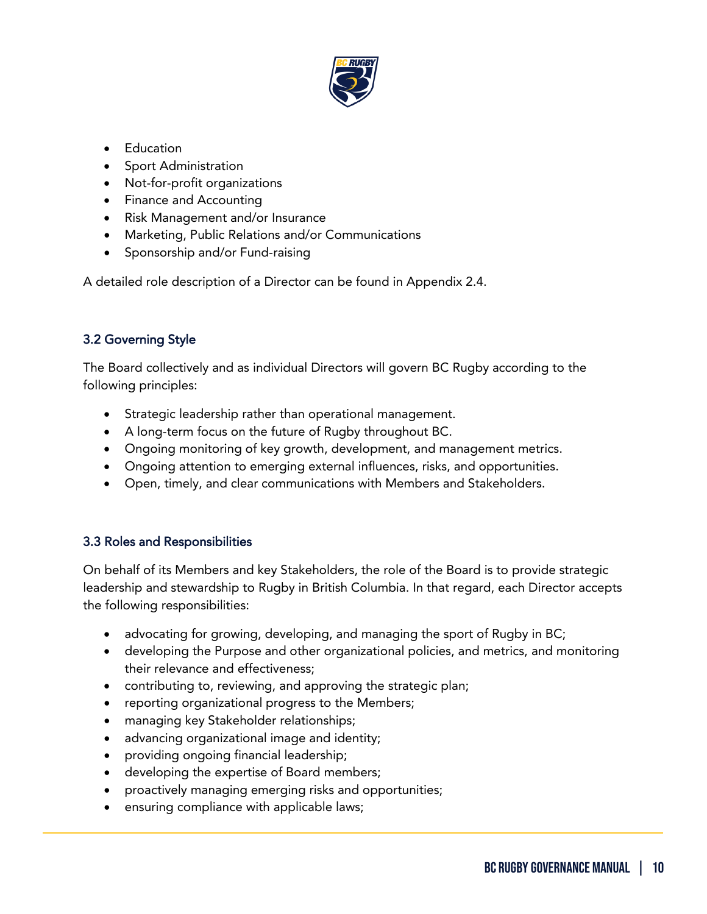- Education
- Sport Administration
- Not-for-profit organizations
- Finance and Accounting
- Risk Management and/or Insurance
- Marketing, Public Relations and/or Communications
- Sponsorship and/or Fund-raising

A detailed role description of a Director can be found in Appendix 2.4.

### 3.2 Governing Style

The Board collectively and as individual Directors will govern BC Rugby according to the following principles:

- Strategic leadership rather than operational management.
- A long-term focus on the future of Rugby throughout BC.
- Ongoing monitoring of key growth, development, and management metrics.
- Ongoing attention to emerging external influences, risks, and opportunities.
- Open, timely, and clear communications with Members and Stakeholders.

### 3.3 Roles and Responsibilities

On behalf of its Members and key Stakeholders, the role of the Board is to provide strategic leadership and stewardship to Rugby in British Columbia. In that regard, each Director accepts the following responsibilities:

- advocating for growing, developing, and managing the sport of Rugby in BC;
- developing the Purpose and other organizational policies, and metrics, and monitoring their relevance and effectiveness;
- contributing to, reviewing, and approving the strategic plan;
- reporting organizational progress to the Members;
- managing key Stakeholder relationships;
- advancing organizational image and identity;
- providing ongoing financial leadership;
- developing the expertise of Board members;
- proactively managing emerging risks and opportunities;
- ensuring compliance with applicable laws;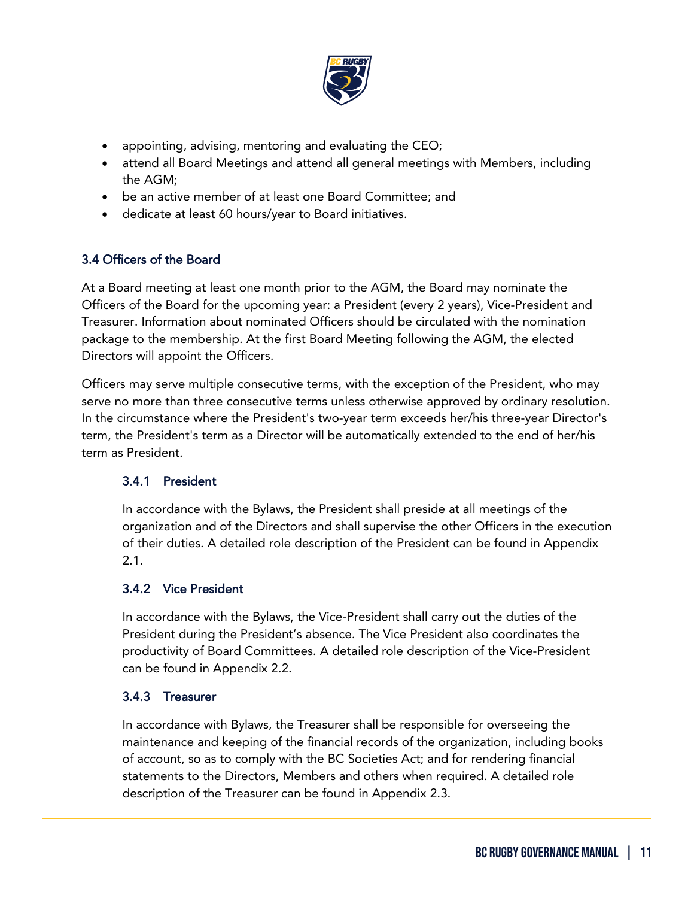- appointing, advising, mentoring and evaluating the CEO;
- attend all Board Meetings and attend all general meetings with Members, including the AGM;
- be an active member of at least one Board Committee; and
- dedicate at least 60 hours/year to Board initiatives.

## 3.4 Officers of the Board

At a Board meeting at least one month prior to the AGM, the Board may nominate the Officers of the Board for the upcoming year: a President (every 2 years), Vice-President and Treasurer. Information about nominated Officers should be circulated with the nomination package to the membership. At the first Board Meeting following the AGM, the elected Directors will appoint the Officers.

Officers may serve multiple consecutive terms, with the exception of the President, who may serve no more than three consecutive terms unless otherwise approved by ordinary resolution. In the circumstance where the President's two-year term exceeds her/his three-year Director's term, the President's term as a Director will be automatically extended to the end of her/his term as President.

### 3.4.1 President

In accordance with the Bylaws, the President shall preside at all meetings of the organization and of the Directors and shall supervise the other Officers in the execution of their duties. A detailed role description of the President can be found in Appendix 2.1.

### 3.4.2 Vice President

In accordance with the Bylaws, the Vice-President shall carry out the duties of the President during the President's absence. The Vice President also coordinates the productivity of Board Committees. A detailed role description of the Vice-President can be found in Appendix 2.2.

### 3.4.3 Treasurer

In accordance with Bylaws, the Treasurer shall be responsible for overseeing the maintenance and keeping of the financial records of the organization, including books of account, so as to comply with the BC Societies Act; and for rendering financial statements to the Directors, Members and others when required. A detailed role description of the Treasurer can be found in Appendix 2.3.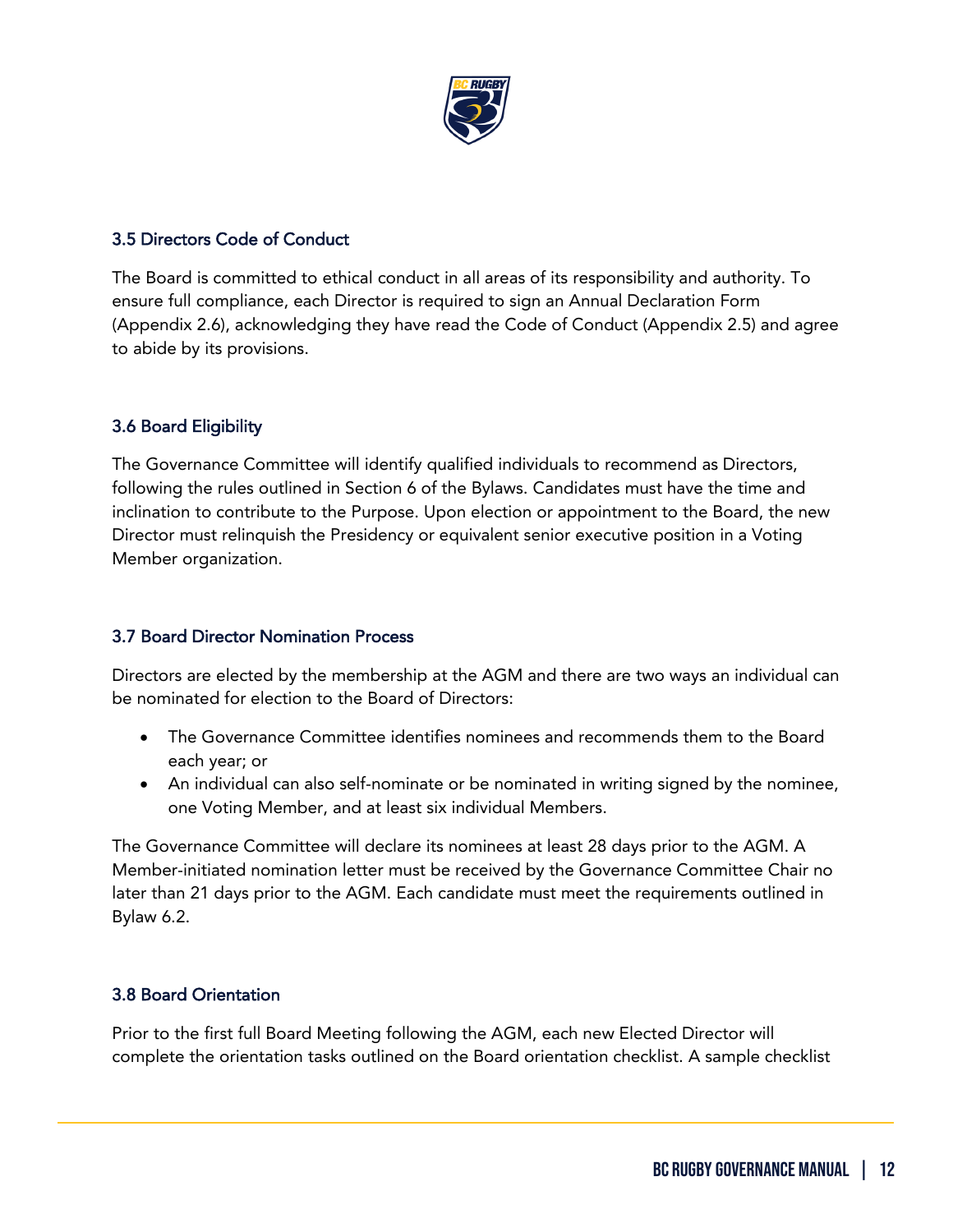### 3.5 Directors Code of Conduct

The Board is committed to ethical conduct in all areas of its responsibility and authority. To ensure full compliance, each Director is required to sign an Annual Declaration Form (Appendix 2.6), acknowledging they have read the Code of Conduct (Appendix 2.5) and agree to abide by its provisions.

### 3.6 Board Eligibility

The Governance Committee will identify qualified individuals to recommend as Directors, following the rules outlined in Section 6 of the Bylaws. Candidates must have the time and inclination to contribute to the Purpose. Upon election or appointment to the Board, the new Director must relinquish the Presidency or equivalent senior executive position in a Voting Member organization.

### 3.7 Board Director Nomination Process

Directors are elected by the membership at the AGM and there are two ways an individual can be nominated for election to the Board of Directors:

- The Governance Committee identifies nominees and recommends them to the Board each year; or
- An individual can also self-nominate or be nominated in writing signed by the nominee, one Voting Member, and at least six individual Members.

The Governance Committee will declare its nominees at least 28 days prior to the AGM. A Member-initiated nomination letter must be received by the Governance Committee Chair no later than 21 days prior to the AGM. Each candidate must meet the requirements outlined in Bylaw 6.2.

### 3.8 Board Orientation

Prior to the first full Board Meeting following the AGM, each new Elected Director will complete the orientation tasks outlined on the Board orientation checklist. A sample checklist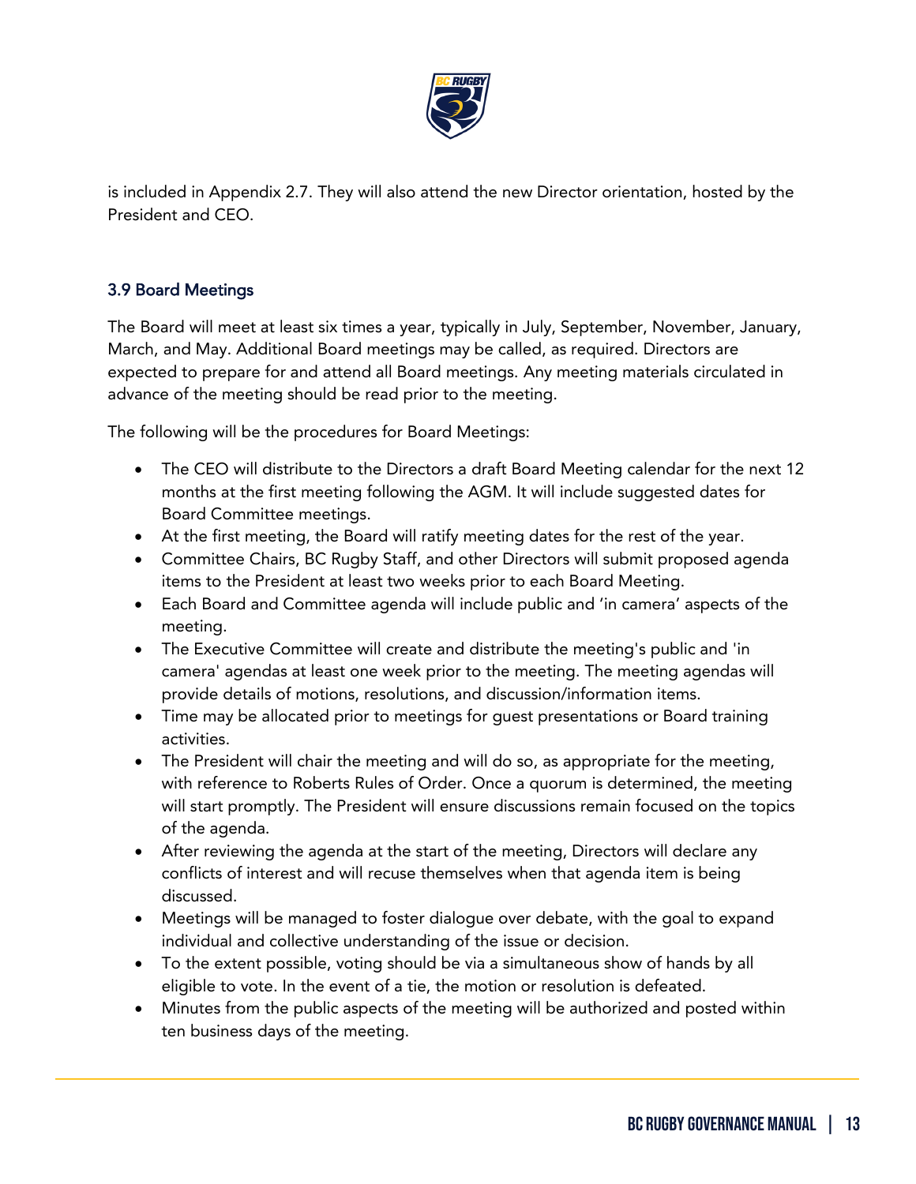is included in Appendix 2.7. They will also attend the new Director orientation, hosted by the President and CEO.

### 3.9 Board Meetings

The Board will meet at least six times a year, typically in July, September, November, January, March, and May. Additional Board meetings may be called, as required. Directors are expected to prepare for and attend all Board meetings. Any meeting materials circulated in advance of the meeting should be read prior to the meeting.

The following will be the procedures for Board Meetings:

- The CEO will distribute to the Directors a draft Board Meeting calendar for the next 12 months at the first meeting following the AGM. It will include suggested dates for Board Committee meetings.
- At the first meeting, the Board will ratify meeting dates for the rest of the year.
- Committee Chairs, BC Rugby Staff, and other Directors will submit proposed agenda items to the President at least two weeks prior to each Board Meeting.
- Each Board and Committee agenda will include public and 'in camera' aspects of the meeting.
- The Executive Committee will create and distribute the meeting's public and 'in camera' agendas at least one week prior to the meeting. The meeting agendas will provide details of motions, resolutions, and discussion/information items.
- Time may be allocated prior to meetings for guest presentations or Board training activities.
- The President will chair the meeting and will do so, as appropriate for the meeting, with reference to Roberts Rules of Order. Once a quorum is determined, the meeting will start promptly. The President will ensure discussions remain focused on the topics of the agenda.
- After reviewing the agenda at the start of the meeting, Directors will declare any conflicts of interest and will recuse themselves when that agenda item is being discussed.
- Meetings will be managed to foster dialogue over debate, with the goal to expand individual and collective understanding of the issue or decision.
- To the extent possible, voting should be via a simultaneous show of hands by all eligible to vote. In the event of a tie, the motion or resolution is defeated.
- Minutes from the public aspects of the meeting will be authorized and posted within ten business days of the meeting.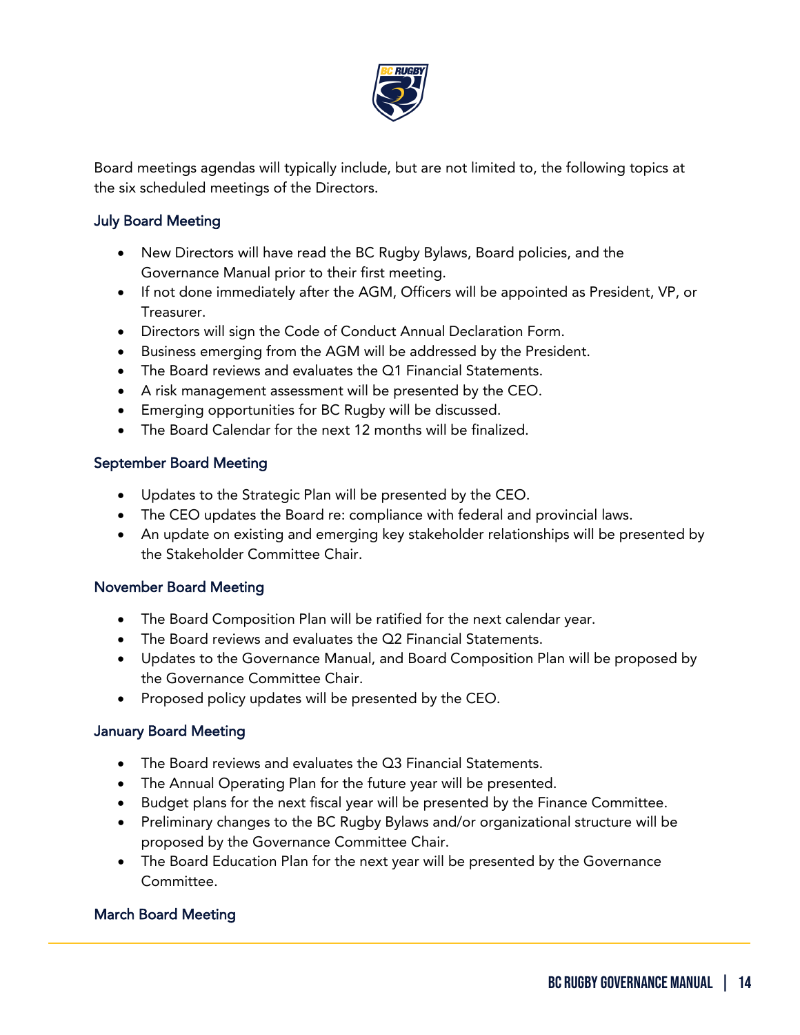Board meetings agendas will typically include, but are not limited to, the following topics at the six scheduled meetings of the Directors.

### July Board Meeting

- New Directors will have read the BC Rugby Bylaws, Board policies, and the Governance Manual prior to their first meeting.
- If not done immediately after the AGM, Officers will be appointed as President, VP, or Treasurer.
- Directors will sign the Code of Conduct Annual Declaration Form.
- Business emerging from the AGM will be addressed by the President.
- The Board reviews and evaluates the Q1 Financial Statements.
- A risk management assessment will be presented by the CEO.
- Emerging opportunities for BC Rugby will be discussed.
- The Board Calendar for the next 12 months will be finalized.

### September Board Meeting

- Updates to the Strategic Plan will be presented by the CEO.
- The CEO updates the Board re: compliance with federal and provincial laws.
- An update on existing and emerging key stakeholder relationships will be presented by the Stakeholder Committee Chair.

### November Board Meeting

- The Board Composition Plan will be ratified for the next calendar year.
- The Board reviews and evaluates the Q2 Financial Statements.
- Updates to the Governance Manual, and Board Composition Plan will be proposed by the Governance Committee Chair.
- Proposed policy updates will be presented by the CEO.

### January Board Meeting

- The Board reviews and evaluates the Q3 Financial Statements.
- The Annual Operating Plan for the future year will be presented.
- Budget plans for the next fiscal year will be presented by the Finance Committee.
- Preliminary changes to the BC Rugby Bylaws and/or organizational structure will be proposed by the Governance Committee Chair.
- The Board Education Plan for the next year will be presented by the Governance Committee.

### March Board Meeting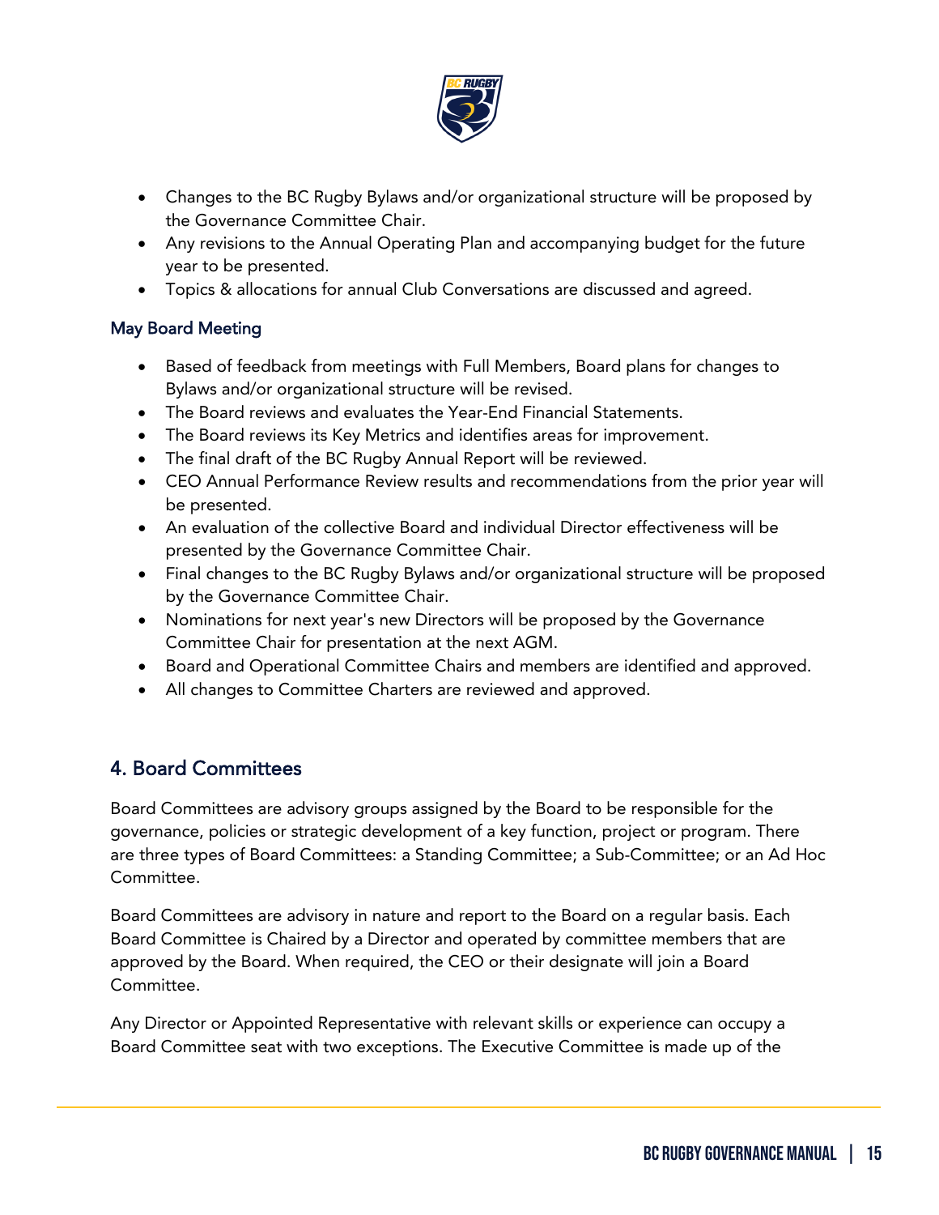- Changes to the BC Rugby Bylaws and/or organizational structure will be proposed by the Governance Committee Chair.
- Any revisions to the Annual Operating Plan and accompanying budget for the future year to be presented.
- Topics & allocations for annual Club Conversations are discussed and agreed.

### May Board Meeting

- Based of feedback from meetings with Full Members, Board plans for changes to Bylaws and/or organizational structure will be revised.
- The Board reviews and evaluates the Year-End Financial Statements.
- The Board reviews its Key Metrics and identifies areas for improvement.
- The final draft of the BC Rugby Annual Report will be reviewed.
- CEO Annual Performance Review results and recommendations from the prior year will be presented.
- An evaluation of the collective Board and individual Director effectiveness will be presented by the Governance Committee Chair.
- Final changes to the BC Rugby Bylaws and/or organizational structure will be proposed by the Governance Committee Chair.
- Nominations for next year's new Directors will be proposed by the Governance Committee Chair for presentation at the next AGM.
- Board and Operational Committee Chairs and members are identified and approved.
- All changes to Committee Charters are reviewed and approved.

## 4. Board Committees

Board Committees are advisory groups assigned by the Board to be responsible for the governance, policies or strategic development of a key function, project or program. There are three types of Board Committees: a Standing Committee; a Sub-Committee; or an Ad Hoc Committee.

Board Committees are advisory in nature and report to the Board on a regular basis. Each Board Committee is Chaired by a Director and operated by committee members that are approved by the Board. When required, the CEO or their designate will join a Board Committee.

Any Director or Appointed Representative with relevant skills or experience can occupy a Board Committee seat with two exceptions. The Executive Committee is made up of the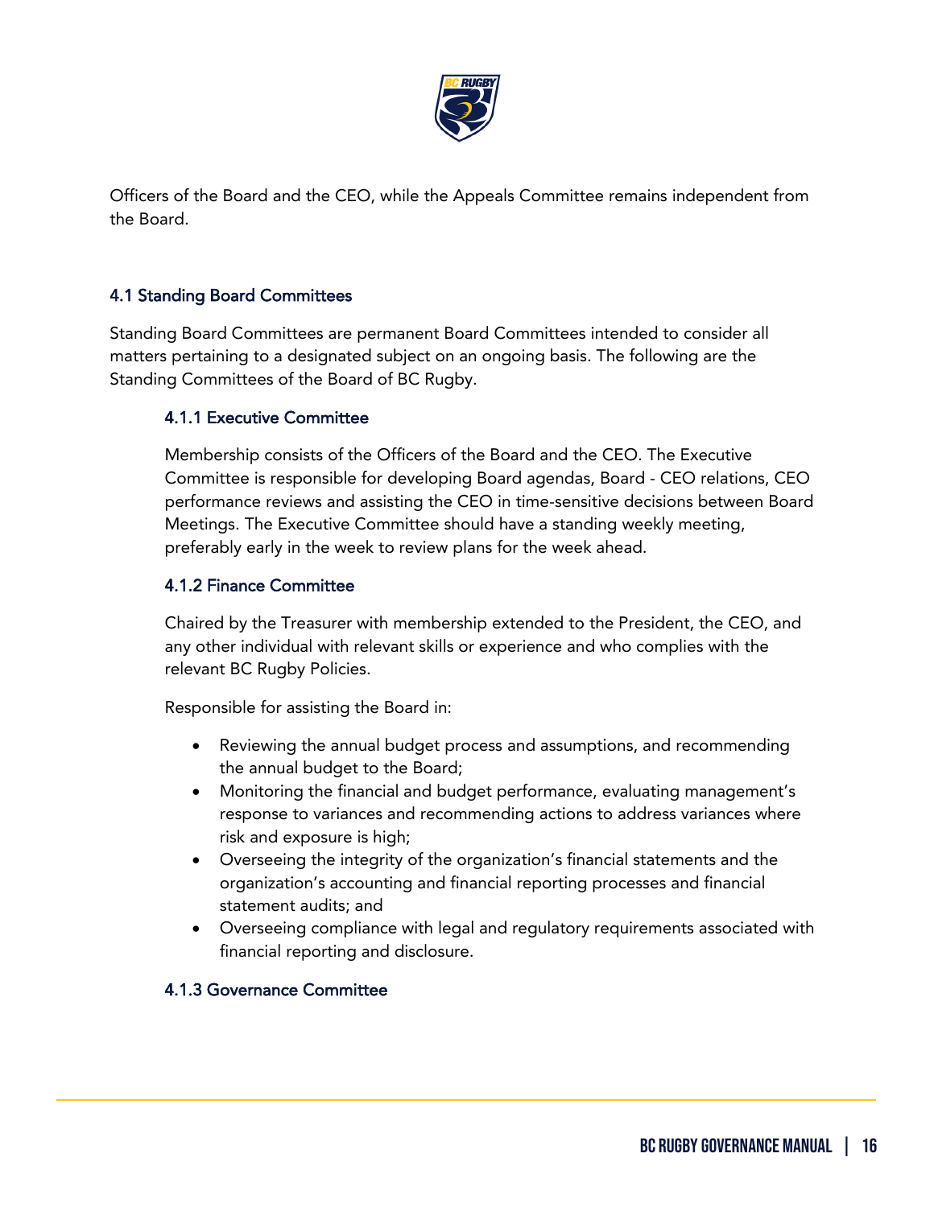Officers of the Board and the CEO, while the Appeals Committee remains independent from the Board.

## 4.1 Standing Board Committees

Standing Board Committees are permanent Board Committees intended to consider all matters pertaining to a designated subject on an ongoing basis. The following are the Standing Committees of the Board of BC Rugby.

### 4.1.1 Executive Committee

Membership consists of the Officers of the Board and the CEO. The Executive Committee is responsible for developing Board agendas, Board - CEO relations, CEO performance reviews and assisting the CEO in time-sensitive decisions between Board Meetings. The Executive Committee should have a standing weekly meeting, preferably early in the week to review plans for the week ahead.

### 4.1.2 Finance Committee

Chaired by the Treasurer with membership extended to the President, the CEO, and any other individual with relevant skills or experience and who complies with the relevant BC Rugby Policies.

Responsible for assisting the Board in:

- Reviewing the annual budget process and assumptions, and recommending the annual budget to the Board;
- Monitoring the financial and budget performance, evaluating management's response to variances and recommending actions to address variances where risk and exposure is high;
- Overseeing the integrity of the organization's financial statements and the organization's accounting and financial reporting processes and financial statement audits; and
- Overseeing compliance with legal and regulatory requirements associated with financial reporting and disclosure.

### 4.1.3 Governance Committee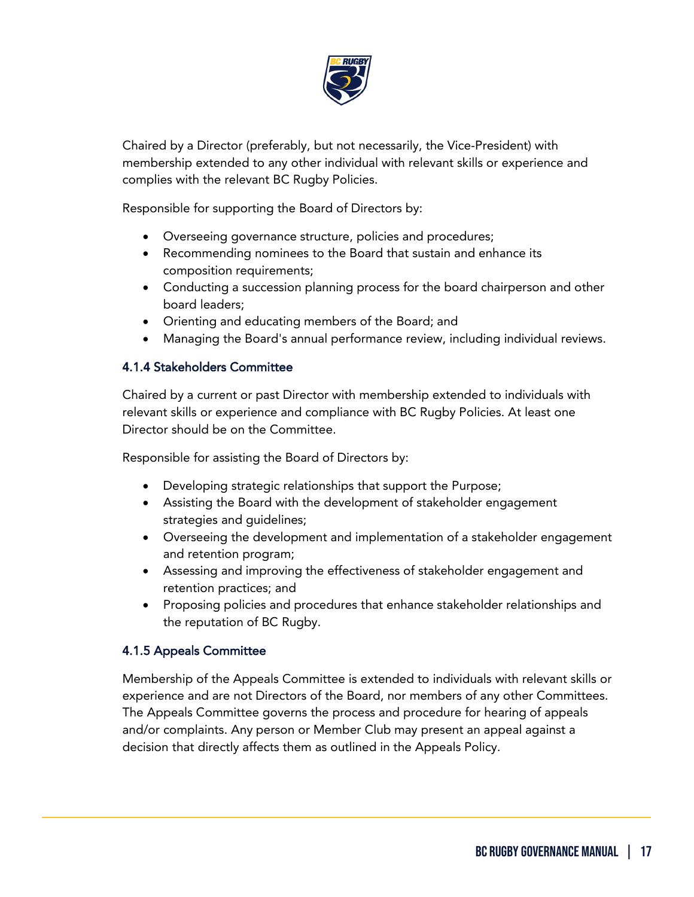Chaired by a Director (preferably, but not necessarily, the Vice-President) with membership extended to any other individual with relevant skills or experience and complies with the relevant BC Rugby Policies.

Responsible for supporting the Board of Directors by:

- Overseeing governance structure, policies and procedures;
- Recommending nominees to the Board that sustain and enhance its composition requirements;
- Conducting a succession planning process for the board chairperson and other board leaders;
- Orienting and educating members of the Board; and
- Managing the Board's annual performance review, including individual reviews.

#### 4.1.4 Stakeholders Committee

Chaired by a current or past Director with membership extended to individuals with relevant skills or experience and compliance with BC Rugby Policies. At least one Director should be on the Committee.

Responsible for assisting the Board of Directors by:

- Developing strategic relationships that support the Purpose;
- Assisting the Board with the development of stakeholder engagement strategies and guidelines;
- Overseeing the development and implementation of a stakeholder engagement and retention program;
- Assessing and improving the effectiveness of stakeholder engagement and retention practices; and
- Proposing policies and procedures that enhance stakeholder relationships and the reputation of BC Rugby.

#### 4.1.5 Appeals Committee

Membership of the Appeals Committee is extended to individuals with relevant skills or experience and are not Directors of the Board, nor members of any other Committees. The Appeals Committee governs the process and procedure for hearing of appeals and/or complaints. Any person or Member Club may present an appeal against a decision that directly affects them as outlined in the Appeals Policy.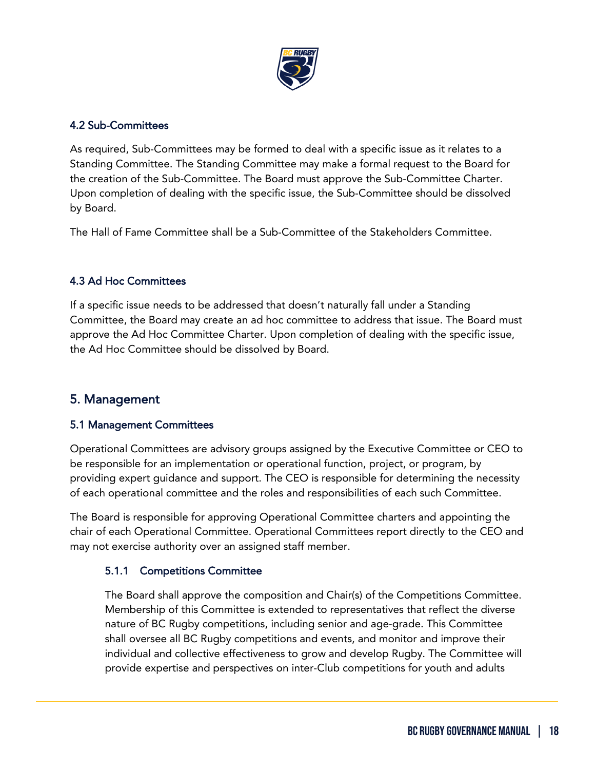### 4.2 Sub-Committees

As required, Sub-Committees may be formed to deal with a specific issue as it relates to a Standing Committee. The Standing Committee may make a formal request to the Board for the creation of the Sub-Committee. The Board must approve the Sub-Committee Charter. Upon completion of dealing with the specific issue, the Sub-Committee should be dissolved by Board.

The Hall of Fame Committee shall be a Sub-Committee of the Stakeholders Committee.

### 4.3 Ad Hoc Committees

If a specific issue needs to be addressed that doesn't naturally fall under a Standing Committee, the Board may create an ad hoc committee to address that issue. The Board must approve the Ad Hoc Committee Charter. Upon completion of dealing with the specific issue, the Ad Hoc Committee should be dissolved by Board.

## 5. Management

### 5.1 Management Committees

Operational Committees are advisory groups assigned by the Executive Committee or CEO to be responsible for an implementation or operational function, project, or program, by providing expert guidance and support. The CEO is responsible for determining the necessity of each operational committee and the roles and responsibilities of each such Committee.

The Board is responsible for approving Operational Committee charters and appointing the chair of each Operational Committee. Operational Committees report directly to the CEO and may not exercise authority over an assigned staff member.

#### 5.1.1 Competitions Committee

The Board shall approve the composition and Chair(s) of the Competitions Committee. Membership of this Committee is extended to representatives that reflect the diverse nature of BC Rugby competitions, including senior and age-grade. This Committee shall oversee all BC Rugby competitions and events, and monitor and improve their individual and collective effectiveness to grow and develop Rugby. The Committee will provide expertise and perspectives on inter-Club competitions for youth and adults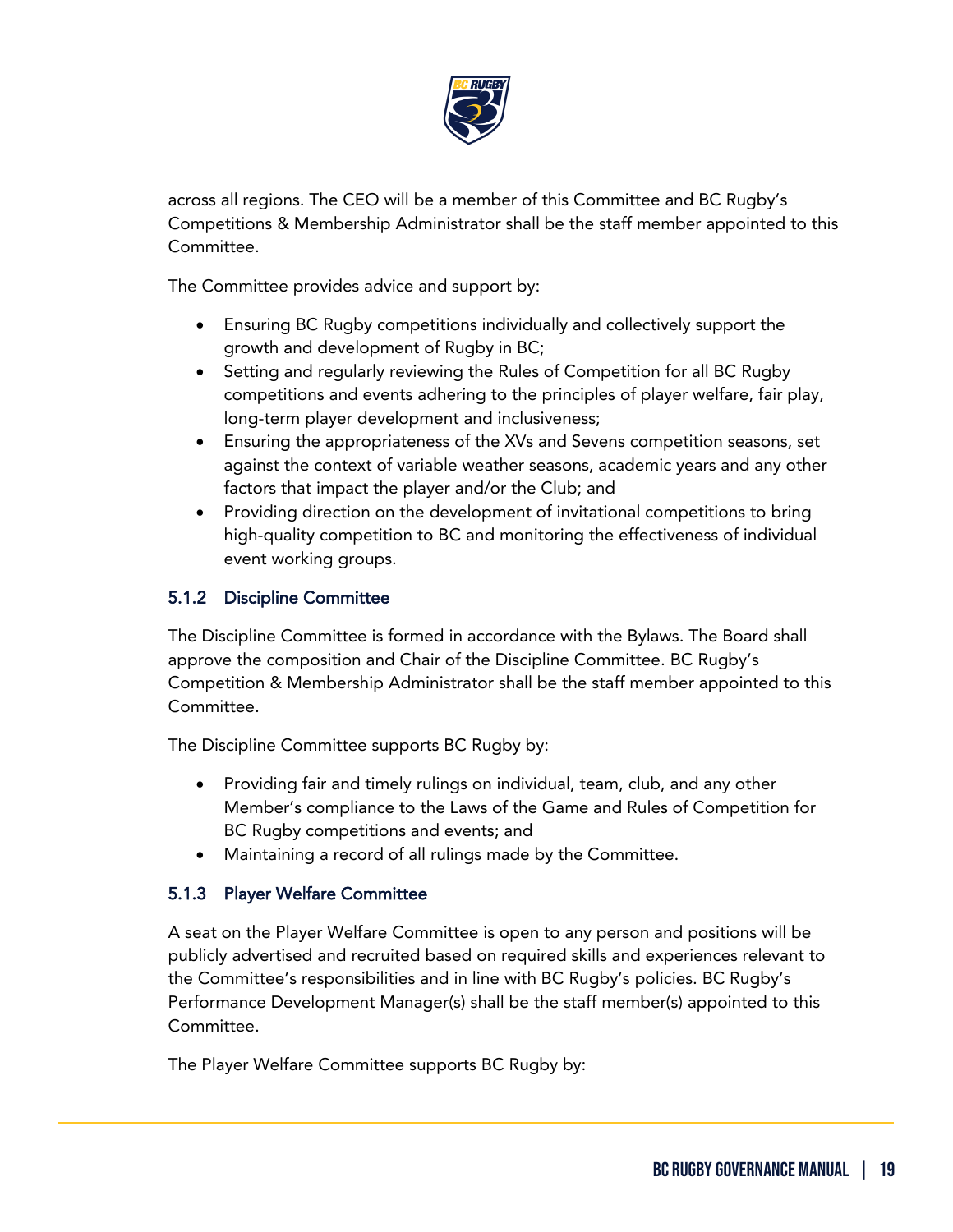across all regions. The CEO will be a member of this Committee and BC Rugby's Competitions & Membership Administrator shall be the staff member appointed to this Committee.

The Committee provides advice and support by:

- Ensuring BC Rugby competitions individually and collectively support the growth and development of Rugby in BC;
- Setting and regularly reviewing the Rules of Competition for all BC Rugby competitions and events adhering to the principles of player welfare, fair play, long-term player development and inclusiveness;
- Ensuring the appropriateness of the XVs and Sevens competition seasons, set against the context of variable weather seasons, academic years and any other factors that impact the player and/or the Club; and
- Providing direction on the development of invitational competitions to bring high-quality competition to BC and monitoring the effectiveness of individual event working groups.

### 5.1.2 Discipline Committee

The Discipline Committee is formed in accordance with the Bylaws. The Board shall approve the composition and Chair of the Discipline Committee. BC Rugby's Competition & Membership Administrator shall be the staff member appointed to this Committee.

The Discipline Committee supports BC Rugby by:

- Providing fair and timely rulings on individual, team, club, and any other Member's compliance to the Laws of the Game and Rules of Competition for BC Rugby competitions and events; and
- Maintaining a record of all rulings made by the Committee.

### 5.1.3 Player Welfare Committee

A seat on the Player Welfare Committee is open to any person and positions will be publicly advertised and recruited based on required skills and experiences relevant to the Committee's responsibilities and in line with BC Rugby's policies. BC Rugby's Performance Development Manager(s) shall be the staff member(s) appointed to this Committee.

The Player Welfare Committee supports BC Rugby by: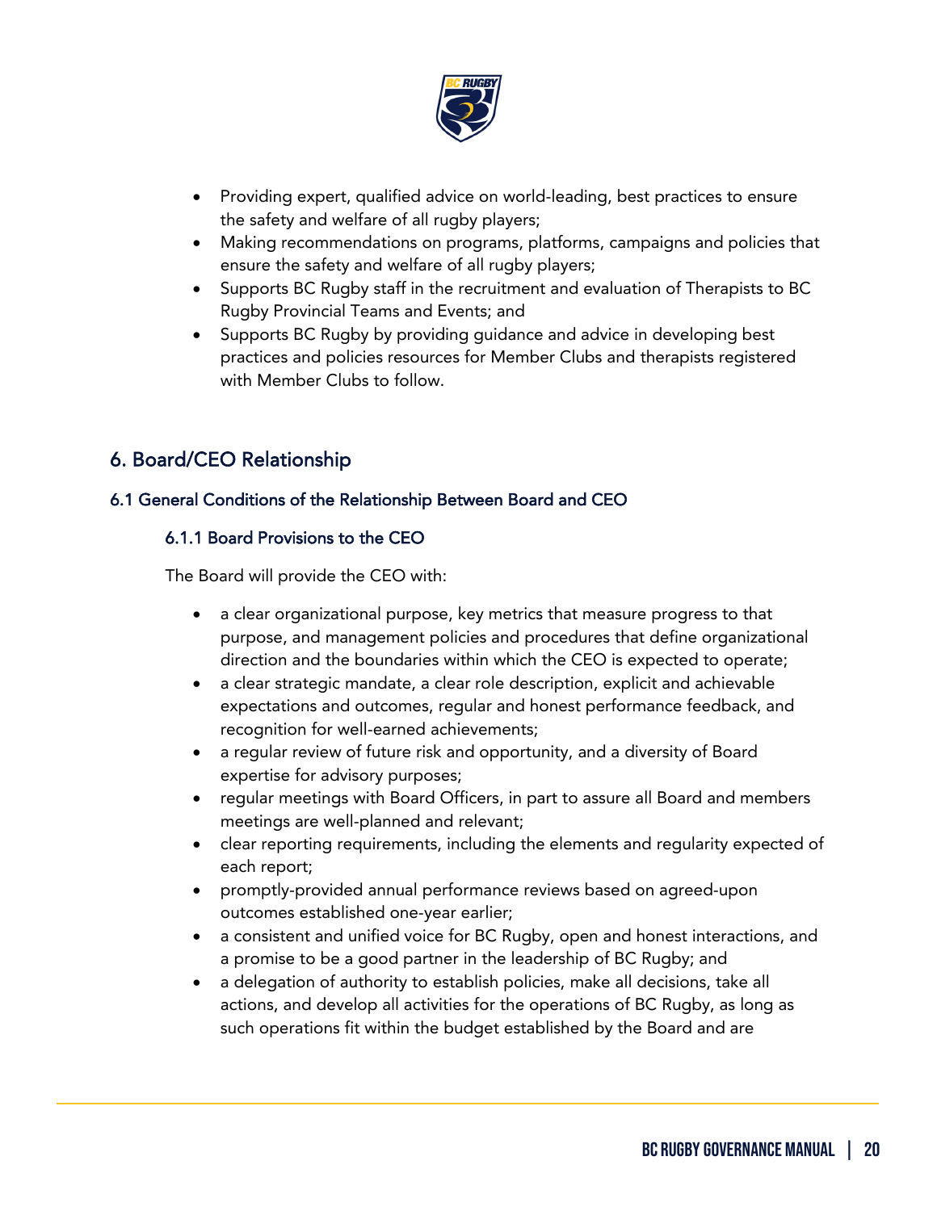- Providing expert, qualified advice on world-leading, best practices to ensure the safety and welfare of all rugby players;
- Making recommendations on programs, platforms, campaigns and policies that ensure the safety and welfare of all rugby players;
- Supports BC Rugby staff in the recruitment and evaluation of Therapists to BC Rugby Provincial Teams and Events; and
- Supports BC Rugby by providing guidance and advice in developing best practices and policies resources for Member Clubs and therapists registered with Member Clubs to follow.

## 6. Board/CEO Relationship

### 6.1 General Conditions of the Relationship Between Board and CEO

#### 6.1.1 Board Provisions to the CEO

The Board will provide the CEO with:

- a clear organizational purpose, key metrics that measure progress to that purpose, and management policies and procedures that define organizational direction and the boundaries within which the CEO is expected to operate;
- a clear strategic mandate, a clear role description, explicit and achievable expectations and outcomes, regular and honest performance feedback, and recognition for well-earned achievements;
- a regular review of future risk and opportunity, and a diversity of Board expertise for advisory purposes;
- regular meetings with Board Officers, in part to assure all Board and members meetings are well-planned and relevant;
- clear reporting requirements, including the elements and regularity expected of each report;
- promptly-provided annual performance reviews based on agreed-upon outcomes established one-year earlier;
- a consistent and unified voice for BC Rugby, open and honest interactions, and a promise to be a good partner in the leadership of BC Rugby; and
- a delegation of authority to establish policies, make all decisions, take all actions, and develop all activities for the operations of BC Rugby, as long as such operations fit within the budget established by the Board and are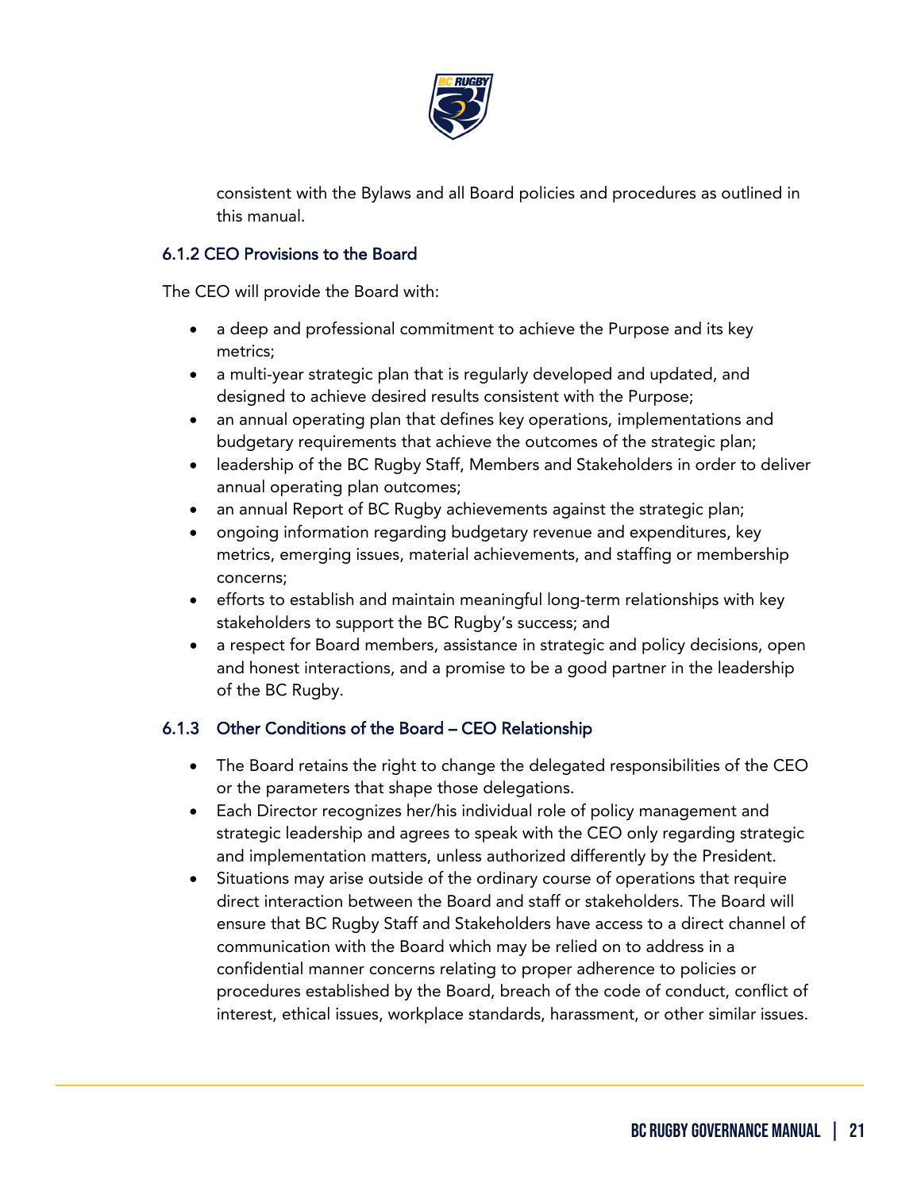consistent with the Bylaws and all Board policies and procedures as outlined in this manual.

### 6.1.2 CEO Provisions to the Board

The CEO will provide the Board with:

- a deep and professional commitment to achieve the Purpose and its key metrics;
- a multi-year strategic plan that is regularly developed and updated, and designed to achieve desired results consistent with the Purpose;
- an annual operating plan that defines key operations, implementations and budgetary requirements that achieve the outcomes of the strategic plan;
- leadership of the BC Rugby Staff, Members and Stakeholders in order to deliver annual operating plan outcomes;
- an annual Report of BC Rugby achievements against the strategic plan;
- ongoing information regarding budgetary revenue and expenditures, key metrics, emerging issues, material achievements, and staffing or membership concerns;
- efforts to establish and maintain meaningful long-term relationships with key stakeholders to support the BC Rugby's success; and
- a respect for Board members, assistance in strategic and policy decisions, open and honest interactions, and a promise to be a good partner in the leadership of the BC Rugby.

### 6.1.3 Other Conditions of the Board – CEO Relationship

- The Board retains the right to change the delegated responsibilities of the CEO or the parameters that shape those delegations.
- Each Director recognizes her/his individual role of policy management and strategic leadership and agrees to speak with the CEO only regarding strategic and implementation matters, unless authorized differently by the President.
- Situations may arise outside of the ordinary course of operations that require direct interaction between the Board and staff or stakeholders. The Board will ensure that BC Rugby Staff and Stakeholders have access to a direct channel of communication with the Board which may be relied on to address in a confidential manner concerns relating to proper adherence to policies or procedures established by the Board, breach of the code of conduct, conflict of interest, ethical issues, workplace standards, harassment, or other similar issues.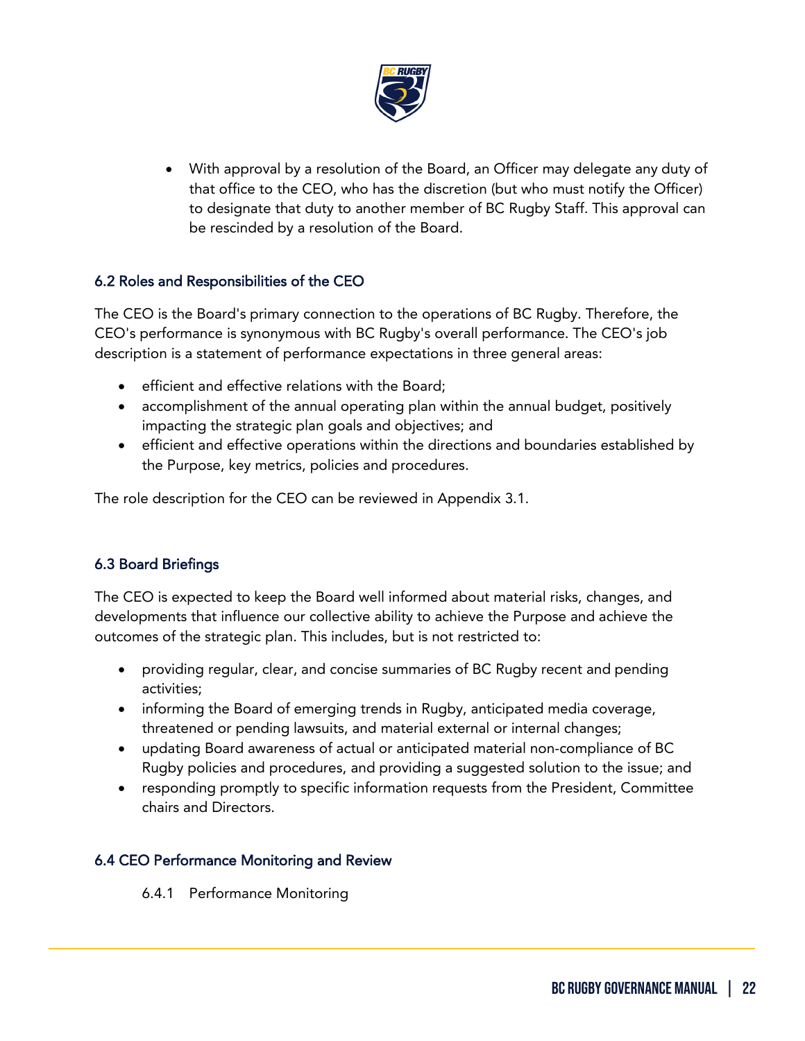- With approval by a resolution of the Board, an Officer may delegate any duty of that office to the CEO, who has the discretion (but who must notify the Officer) to designate that duty to another member of BC Rugby Staff. This approval can be rescinded by a resolution of the Board.

### 6.2 Roles and Responsibilities of the CEO

The CEO is the Board's primary connection to the operations of BC Rugby. Therefore, the CEO's performance is synonymous with BC Rugby's overall performance. The CEO's job description is a statement of performance expectations in three general areas:

- efficient and effective relations with the Board;
- accomplishment of the annual operating plan within the annual budget, positively impacting the strategic plan goals and objectives; and
- efficient and effective operations within the directions and boundaries established by the Purpose, key metrics, policies and procedures.

The role description for the CEO can be reviewed in Appendix 3.1.

### 6.3 Board Briefings

The CEO is expected to keep the Board well informed about material risks, changes, and developments that influence our collective ability to achieve the Purpose and achieve the outcomes of the strategic plan. This includes, but is not restricted to:

- providing regular, clear, and concise summaries of BC Rugby recent and pending activities;
- informing the Board of emerging trends in Rugby, anticipated media coverage, threatened or pending lawsuits, and material external or internal changes;
- updating Board awareness of actual or anticipated material non-compliance of BC Rugby policies and procedures, and providing a suggested solution to the issue; and
- responding promptly to specific information requests from the President, Committee chairs and Directors.

### 6.4 CEO Performance Monitoring and Review

6.4.1 Performance Monitoring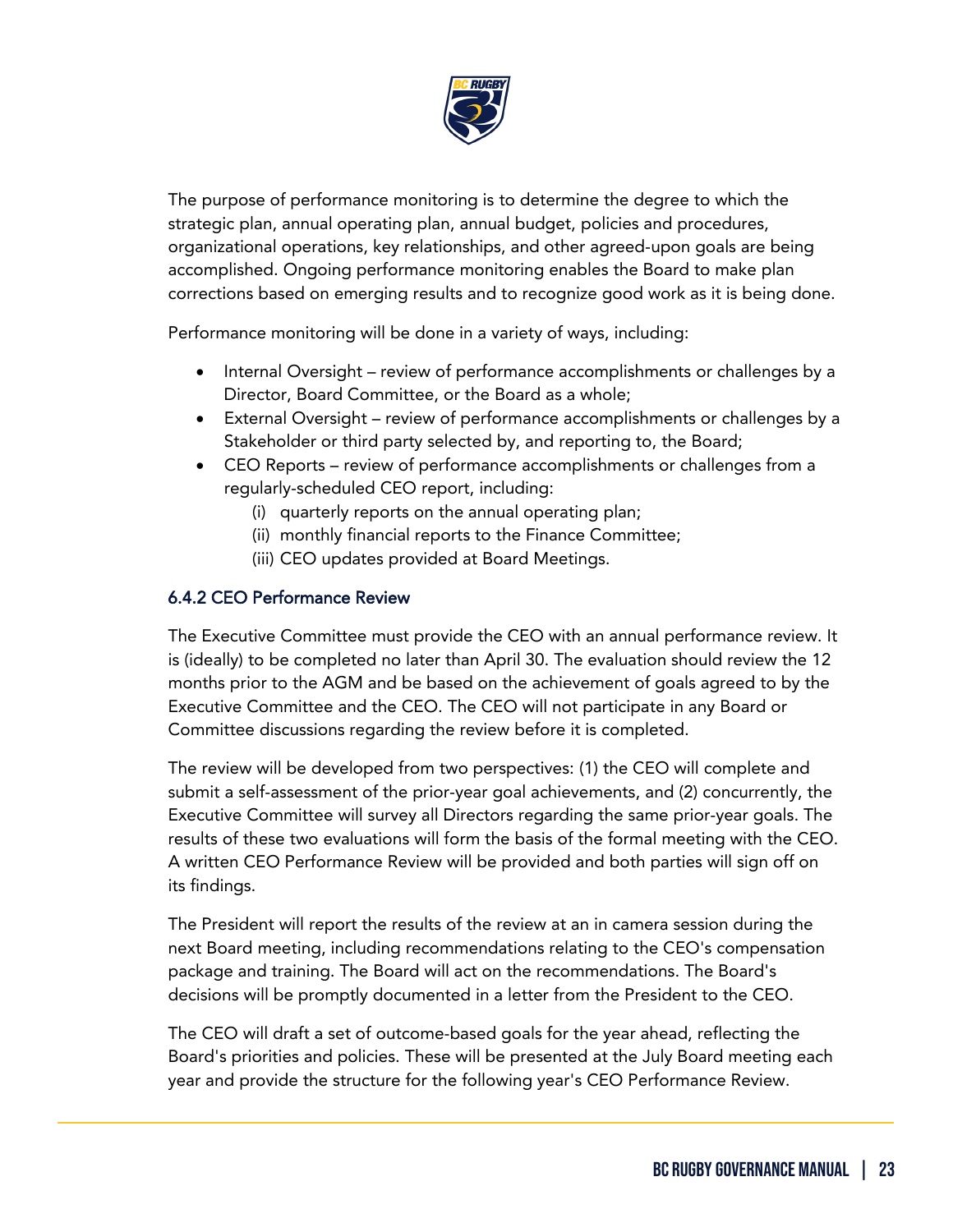The purpose of performance monitoring is to determine the degree to which the strategic plan, annual operating plan, annual budget, policies and procedures, organizational operations, key relationships, and other agreed-upon goals are being accomplished. Ongoing performance monitoring enables the Board to make plan corrections based on emerging results and to recognize good work as it is being done.

Performance monitoring will be done in a variety of ways, including:

- Internal Oversight – review of performance accomplishments or challenges by a Director, Board Committee, or the Board as a whole;
- External Oversight – review of performance accomplishments or challenges by a Stakeholder or third party selected by, and reporting to, the Board;
- CEO Reports – review of performance accomplishments or challenges from a regularly-scheduled CEO report, including:
    - (i) quarterly reports on the annual operating plan;
    - (ii) monthly financial reports to the Finance Committee;
    - (iii) CEO updates provided at Board Meetings.

### 6.4.2 CEO Performance Review

The Executive Committee must provide the CEO with an annual performance review. It is (ideally) to be completed no later than April 30. The evaluation should review the 12 months prior to the AGM and be based on the achievement of goals agreed to by the Executive Committee and the CEO. The CEO will not participate in any Board or Committee discussions regarding the review before it is completed.

The review will be developed from two perspectives: (1) the CEO will complete and submit a self-assessment of the prior-year goal achievements, and (2) concurrently, the Executive Committee will survey all Directors regarding the same prior-year goals. The results of these two evaluations will form the basis of the formal meeting with the CEO. A written CEO Performance Review will be provided and both parties will sign off on its findings.

The President will report the results of the review at an in camera session during the next Board meeting, including recommendations relating to the CEO's compensation package and training. The Board will act on the recommendations. The Board's decisions will be promptly documented in a letter from the President to the CEO.

The CEO will draft a set of outcome-based goals for the year ahead, reflecting the Board's priorities and policies. These will be presented at the July Board meeting each year and provide the structure for the following year's CEO Performance Review.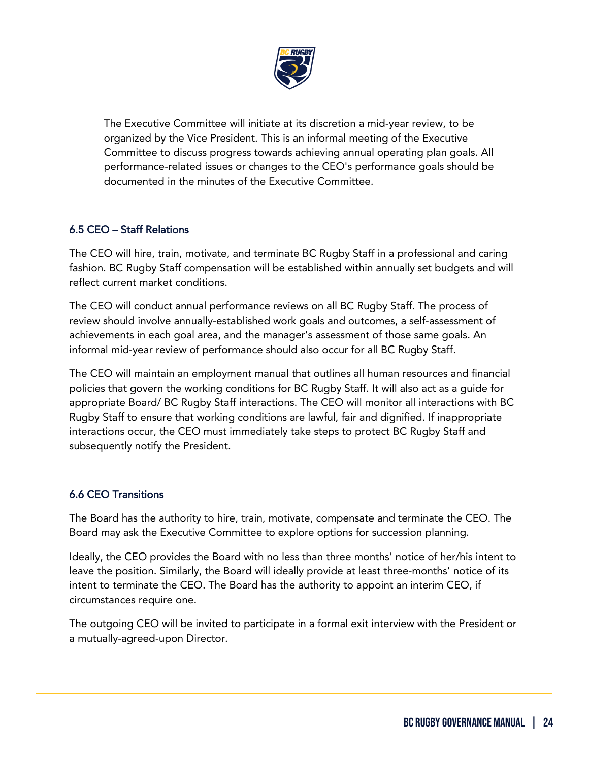The Executive Committee will initiate at its discretion a mid-year review, to be organized by the Vice President. This is an informal meeting of the Executive Committee to discuss progress towards achieving annual operating plan goals. All performance-related issues or changes to the CEO's performance goals should be documented in the minutes of the Executive Committee.

### 6.5 CEO – Staff Relations

The CEO will hire, train, motivate, and terminate BC Rugby Staff in a professional and caring fashion. BC Rugby Staff compensation will be established within annually set budgets and will reflect current market conditions.

The CEO will conduct annual performance reviews on all BC Rugby Staff. The process of review should involve annually-established work goals and outcomes, a self-assessment of achievements in each goal area, and the manager's assessment of those same goals. An informal mid-year review of performance should also occur for all BC Rugby Staff.

The CEO will maintain an employment manual that outlines all human resources and financial policies that govern the working conditions for BC Rugby Staff. It will also act as a guide for appropriate Board/ BC Rugby Staff interactions. The CEO will monitor all interactions with BC Rugby Staff to ensure that working conditions are lawful, fair and dignified. If inappropriate interactions occur, the CEO must immediately take steps to protect BC Rugby Staff and subsequently notify the President.

### 6.6 CEO Transitions

The Board has the authority to hire, train, motivate, compensate and terminate the CEO. The Board may ask the Executive Committee to explore options for succession planning.

Ideally, the CEO provides the Board with no less than three months' notice of her/his intent to leave the position. Similarly, the Board will ideally provide at least three-months' notice of its intent to terminate the CEO. The Board has the authority to appoint an interim CEO, if circumstances require one.

The outgoing CEO will be invited to participate in a formal exit interview with the President or a mutually-agreed-upon Director.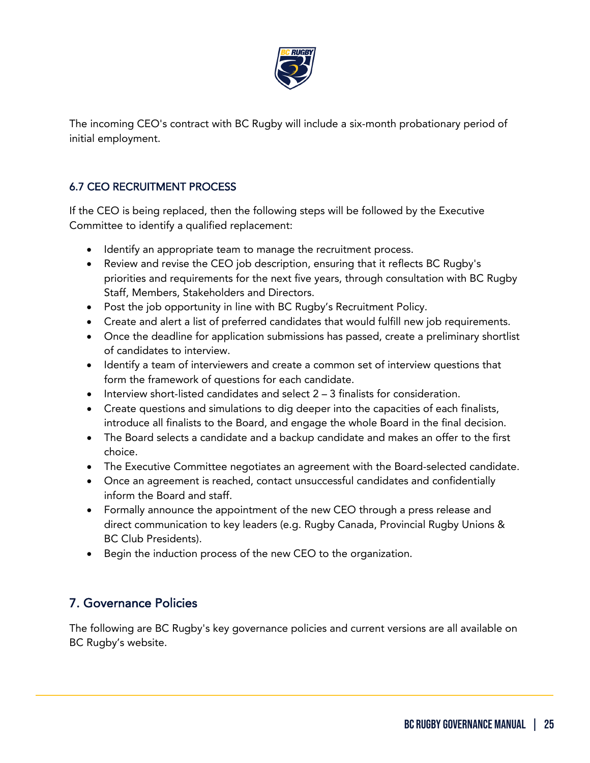The incoming CEO's contract with BC Rugby will include a six-month probationary period of initial employment.

### 6.7 CEO RECRUITMENT PROCESS

If the CEO is being replaced, then the following steps will be followed by the Executive Committee to identify a qualified replacement:

- Identify an appropriate team to manage the recruitment process.
- Review and revise the CEO job description, ensuring that it reflects BC Rugby's priorities and requirements for the next five years, through consultation with BC Rugby Staff, Members, Stakeholders and Directors.
- Post the job opportunity in line with BC Rugby's Recruitment Policy.
- Create and alert a list of preferred candidates that would fulfill new job requirements.
- Once the deadline for application submissions has passed, create a preliminary shortlist of candidates to interview.
- Identify a team of interviewers and create a common set of interview questions that form the framework of questions for each candidate.
- Interview short-listed candidates and select 2 – 3 finalists for consideration.
- Create questions and simulations to dig deeper into the capacities of each finalists, introduce all finalists to the Board, and engage the whole Board in the final decision.
- The Board selects a candidate and a backup candidate and makes an offer to the first choice.
- The Executive Committee negotiates an agreement with the Board-selected candidate.
- Once an agreement is reached, contact unsuccessful candidates and confidentially inform the Board and staff.
- Formally announce the appointment of the new CEO through a press release and direct communication to key leaders (e.g. Rugby Canada, Provincial Rugby Unions & BC Club Presidents).
- Begin the induction process of the new CEO to the organization.

## 7. Governance Policies

The following are BC Rugby's key governance policies and current versions are all available on BC Rugby's website.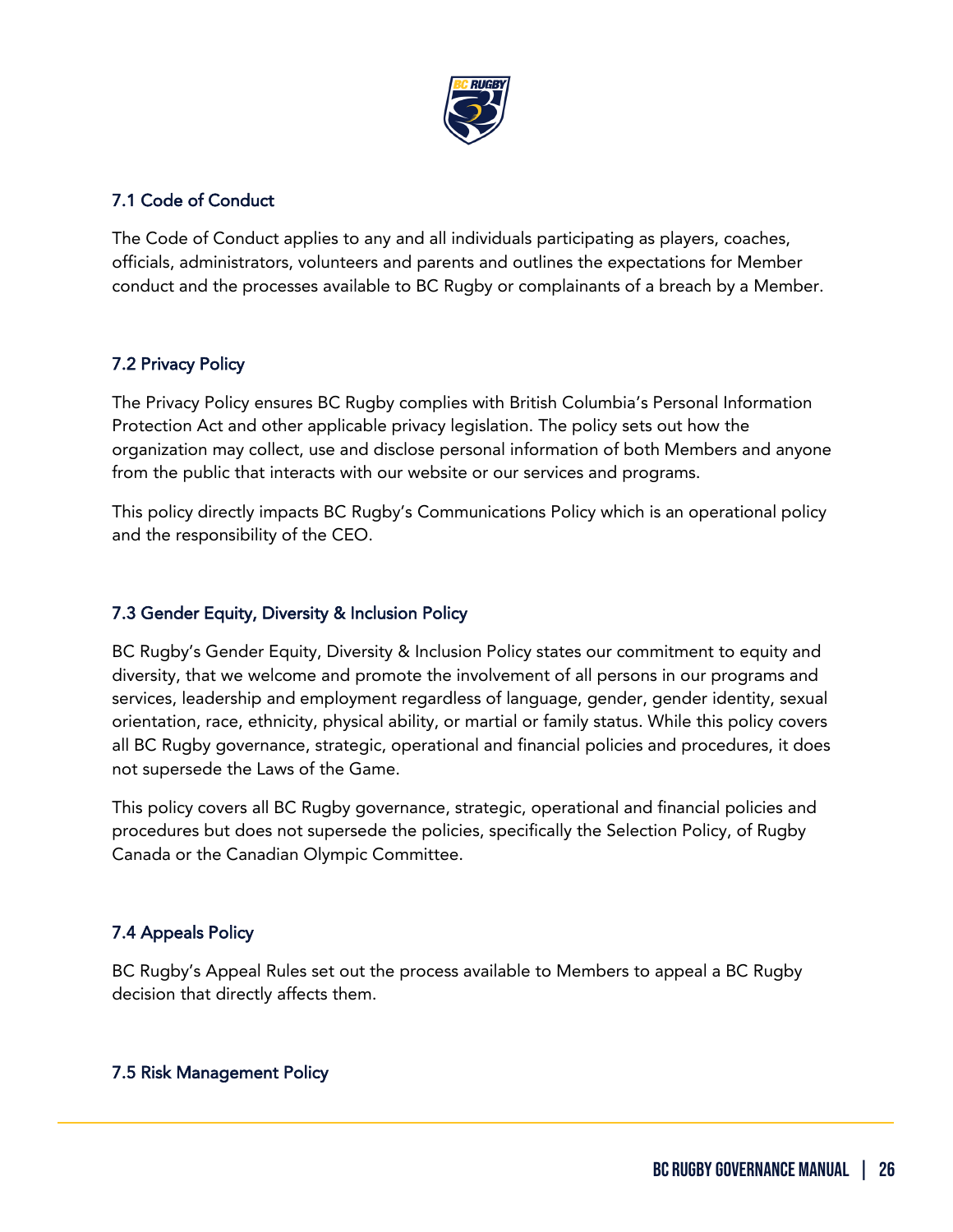### 7.1 Code of Conduct

The Code of Conduct applies to any and all individuals participating as players, coaches, officials, administrators, volunteers and parents and outlines the expectations for Member conduct and the processes available to BC Rugby or complainants of a breach by a Member.

### 7.2 Privacy Policy

The Privacy Policy ensures BC Rugby complies with British Columbia's Personal Information Protection Act and other applicable privacy legislation. The policy sets out how the organization may collect, use and disclose personal information of both Members and anyone from the public that interacts with our website or our services and programs.

This policy directly impacts BC Rugby's Communications Policy which is an operational policy and the responsibility of the CEO.

### 7.3 Gender Equity, Diversity & Inclusion Policy

BC Rugby's Gender Equity, Diversity & Inclusion Policy states our commitment to equity and diversity, that we welcome and promote the involvement of all persons in our programs and services, leadership and employment regardless of language, gender, gender identity, sexual orientation, race, ethnicity, physical ability, or martial or family status. While this policy covers all BC Rugby governance, strategic, operational and financial policies and procedures, it does not supersede the Laws of the Game.

This policy covers all BC Rugby governance, strategic, operational and financial policies and procedures but does not supersede the policies, specifically the Selection Policy, of Rugby Canada or the Canadian Olympic Committee.

### 7.4 Appeals Policy

BC Rugby's Appeal Rules set out the process available to Members to appeal a BC Rugby decision that directly affects them.

### 7.5 Risk Management Policy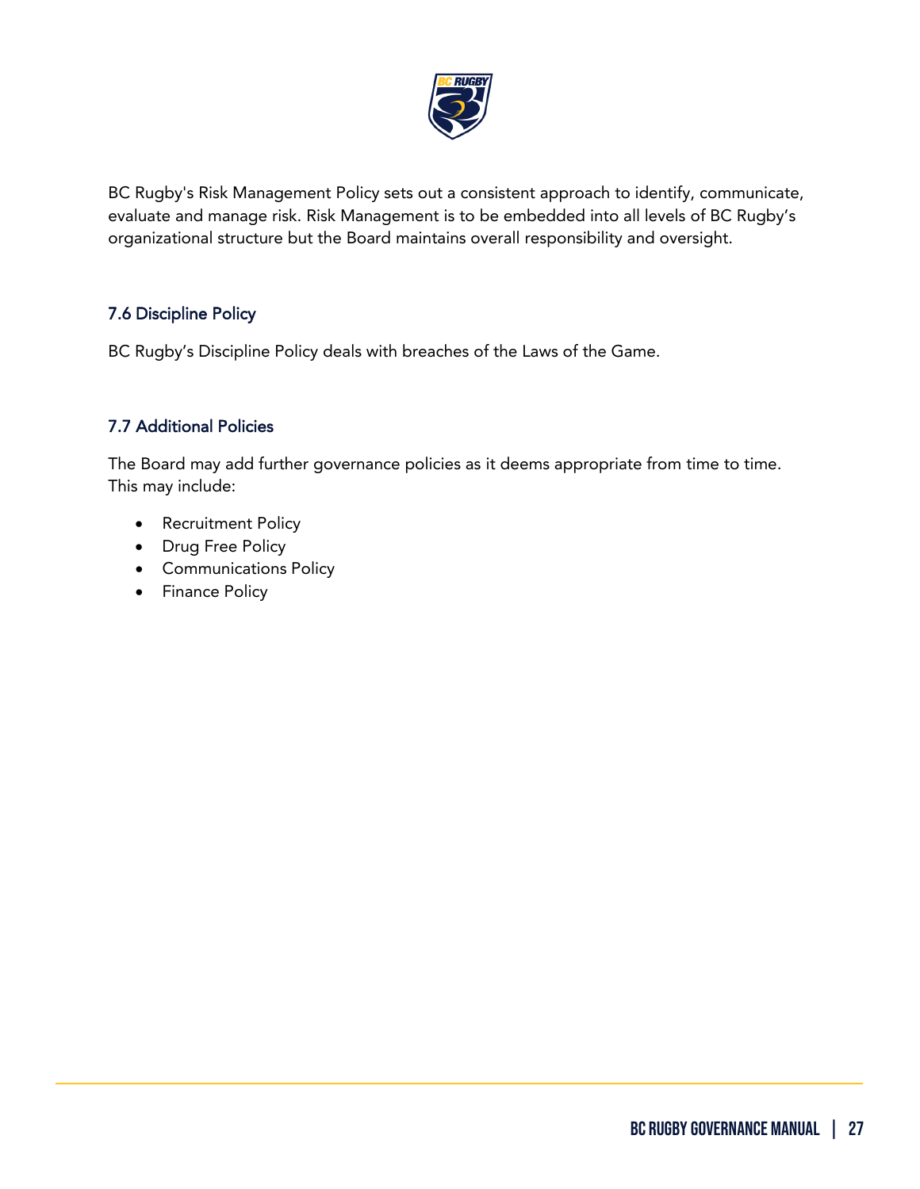BC Rugby's Risk Management Policy sets out a consistent approach to identify, communicate, evaluate and manage risk. Risk Management is to be embedded into all levels of BC Rugby's organizational structure but the Board maintains overall responsibility and oversight.

### 7.6 Discipline Policy

BC Rugby's Discipline Policy deals with breaches of the Laws of the Game.

### 7.7 Additional Policies

The Board may add further governance policies as it deems appropriate from time to time. This may include:

- Recruitment Policy
- Drug Free Policy
- Communications Policy
- Finance Policy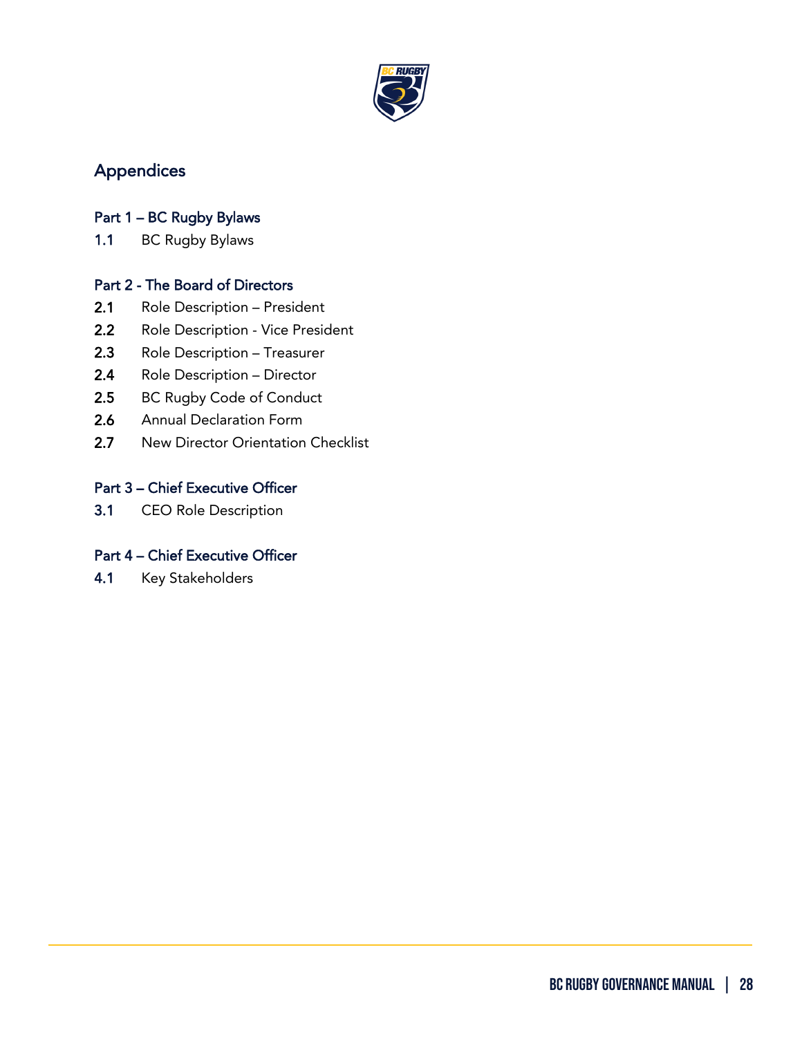# Appendices

## Part 1 – BC Rugby Bylaws

**1.1** BC Rugby Bylaws

## Part 2 - The Board of Directors

**2.1** Role Description – President

**2.2** Role Description - Vice President

**2.3** Role Description – Treasurer

**2.4** Role Description – Director

**2.5** BC Rugby Code of Conduct

**2.6** Annual Declaration Form

**2.7** New Director Orientation Checklist

## Part 3 – Chief Executive Officer

**3.1** CEO Role Description

## Part 4 – Chief Executive Officer

**4.1** Key Stakeholders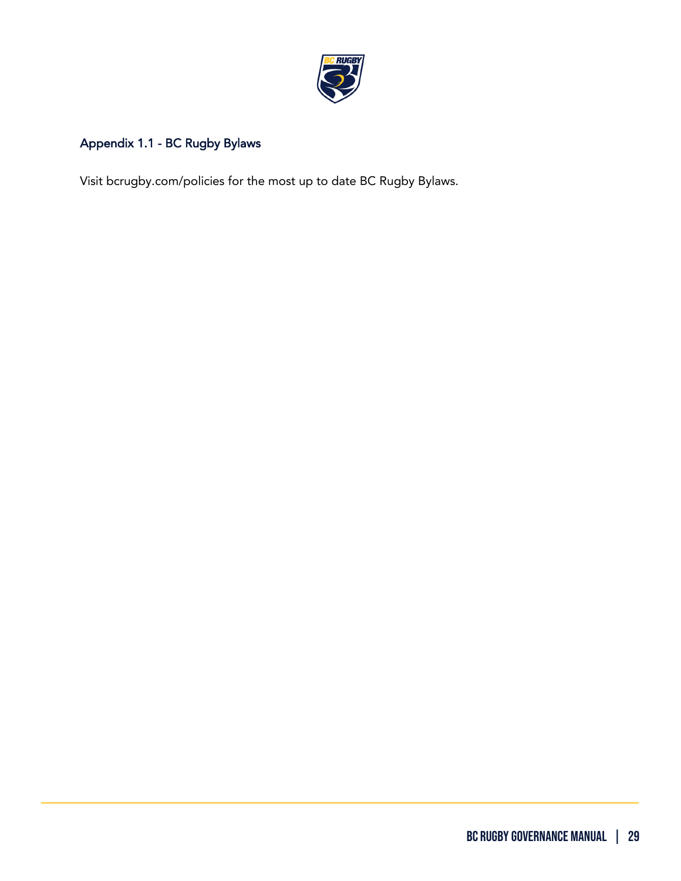## Appendix 1.1 - BC Rugby Bylaws

Visit bcrugby.com/policies for the most up to date BC Rugby Bylaws.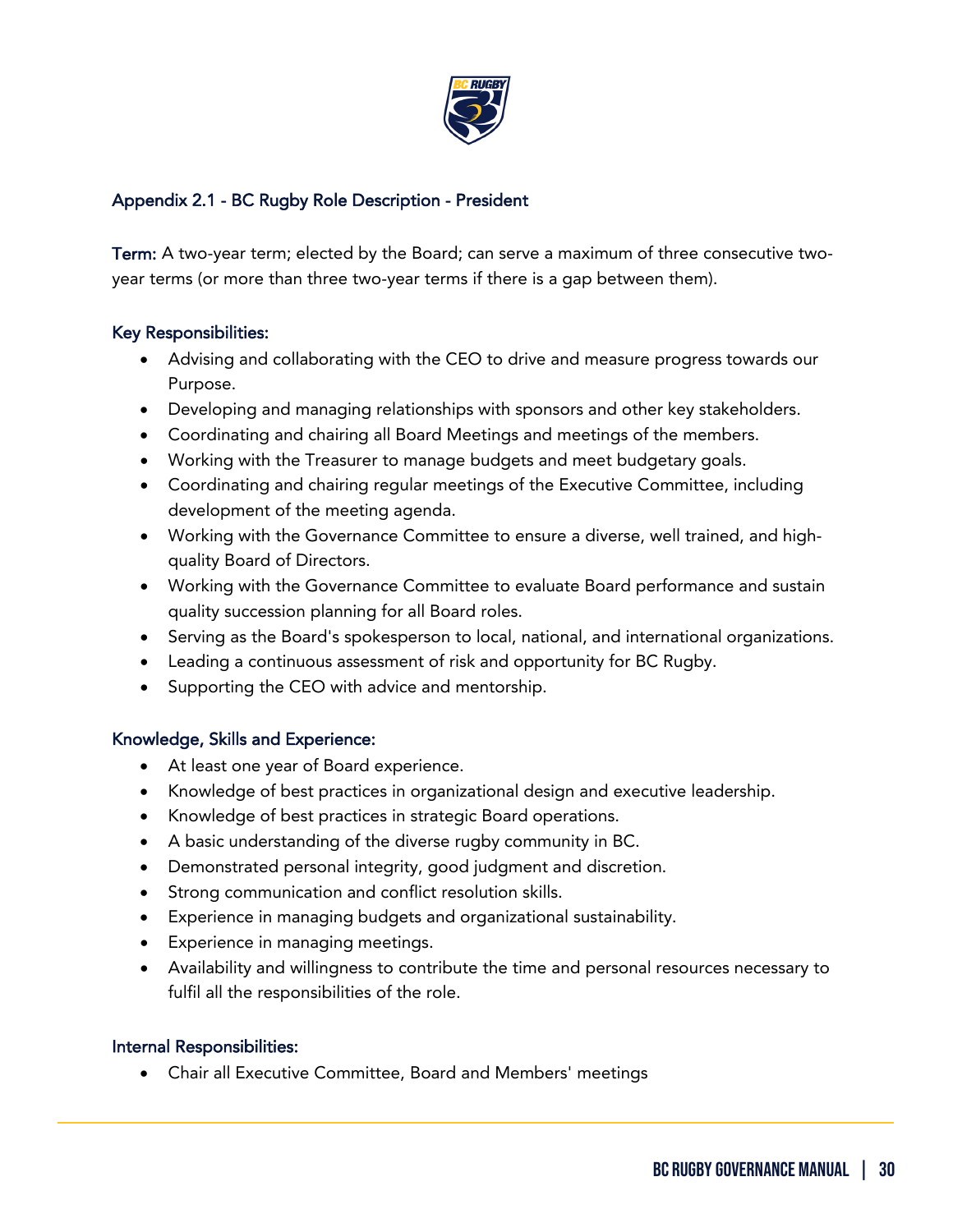## Appendix 2.1 - BC Rugby Role Description - President

**Term:** A two-year term; elected by the Board; can serve a maximum of three consecutive two-year terms (or more than three two-year terms if there is a gap between them).

### Key Responsibilities:

- Advising and collaborating with the CEO to drive and measure progress towards our Purpose.
- Developing and managing relationships with sponsors and other key stakeholders.
- Coordinating and chairing all Board Meetings and meetings of the members.
- Working with the Treasurer to manage budgets and meet budgetary goals.
- Coordinating and chairing regular meetings of the Executive Committee, including development of the meeting agenda.
- Working with the Governance Committee to ensure a diverse, well trained, and high-quality Board of Directors.
- Working with the Governance Committee to evaluate Board performance and sustain quality succession planning for all Board roles.
- Serving as the Board's spokesperson to local, national, and international organizations.
- Leading a continuous assessment of risk and opportunity for BC Rugby.
- Supporting the CEO with advice and mentorship.

### Knowledge, Skills and Experience:

- At least one year of Board experience.
- Knowledge of best practices in organizational design and executive leadership.
- Knowledge of best practices in strategic Board operations.
- A basic understanding of the diverse rugby community in BC.
- Demonstrated personal integrity, good judgment and discretion.
- Strong communication and conflict resolution skills.
- Experience in managing budgets and organizational sustainability.
- Experience in managing meetings.
- Availability and willingness to contribute the time and personal resources necessary to fulfil all the responsibilities of the role.

### Internal Responsibilities:

- Chair all Executive Committee, Board and Members' meetings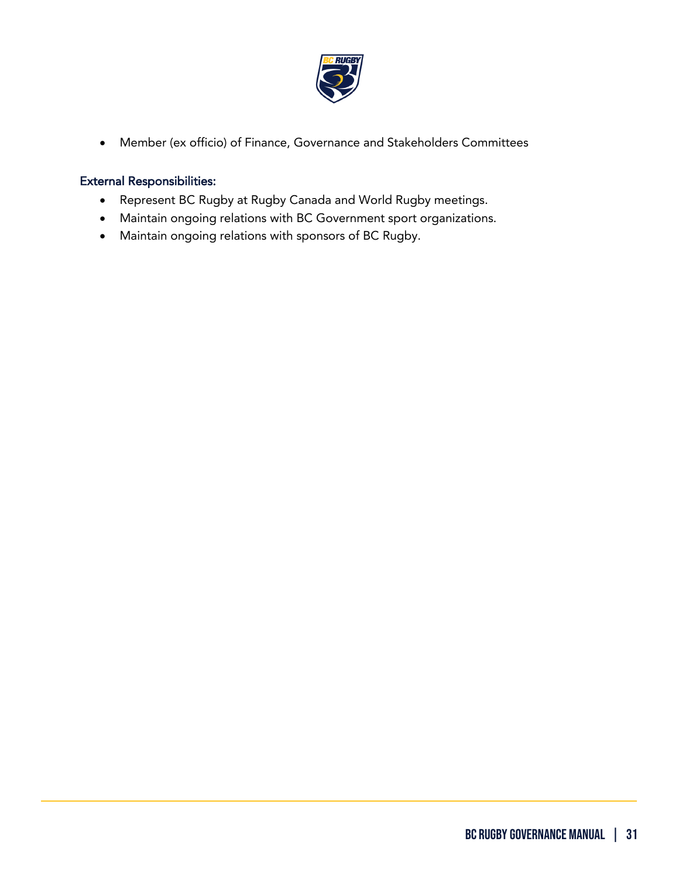- Member (ex officio) of Finance, Governance and Stakeholders Committees

### External Responsibilities:

- Represent BC Rugby at Rugby Canada and World Rugby meetings.
- Maintain ongoing relations with BC Government sport organizations.
- Maintain ongoing relations with sponsors of BC Rugby.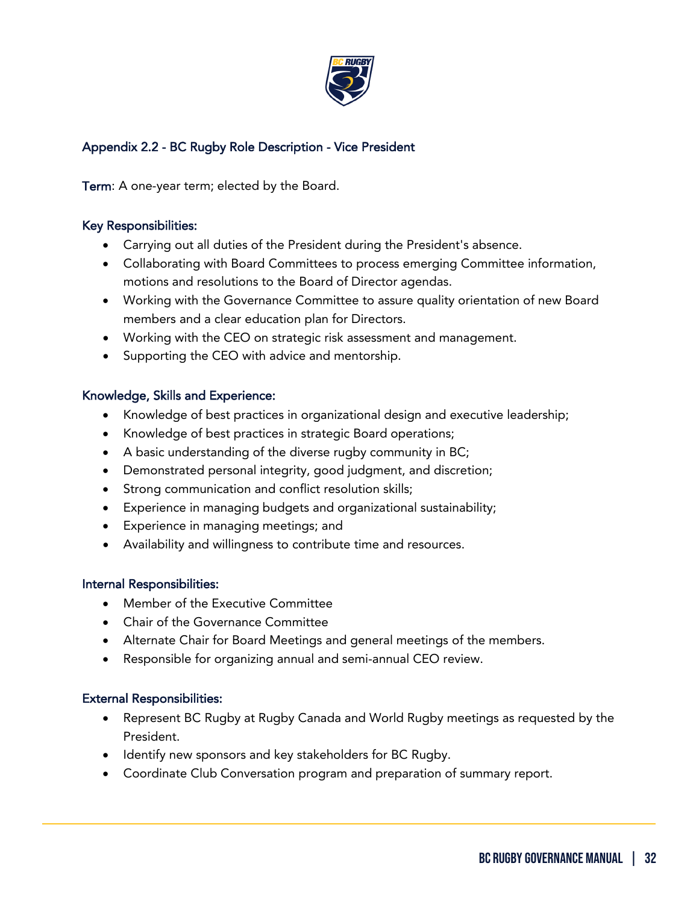## Appendix 2.2 - BC Rugby Role Description - Vice President

**Term**: A one-year term; elected by the Board.

### Key Responsibilities:

- Carrying out all duties of the President during the President's absence.
- Collaborating with Board Committees to process emerging Committee information, motions and resolutions to the Board of Director agendas.
- Working with the Governance Committee to assure quality orientation of new Board members and a clear education plan for Directors.
- Working with the CEO on strategic risk assessment and management.
- Supporting the CEO with advice and mentorship.

### Knowledge, Skills and Experience:

- Knowledge of best practices in organizational design and executive leadership;
- Knowledge of best practices in strategic Board operations;
- A basic understanding of the diverse rugby community in BC;
- Demonstrated personal integrity, good judgment, and discretion;
- Strong communication and conflict resolution skills;
- Experience in managing budgets and organizational sustainability;
- Experience in managing meetings; and
- Availability and willingness to contribute time and resources.

### Internal Responsibilities:

- Member of the Executive Committee
- Chair of the Governance Committee
- Alternate Chair for Board Meetings and general meetings of the members.
- Responsible for organizing annual and semi-annual CEO review.

### External Responsibilities:

- Represent BC Rugby at Rugby Canada and World Rugby meetings as requested by the President.
- Identify new sponsors and key stakeholders for BC Rugby.
- Coordinate Club Conversation program and preparation of summary report.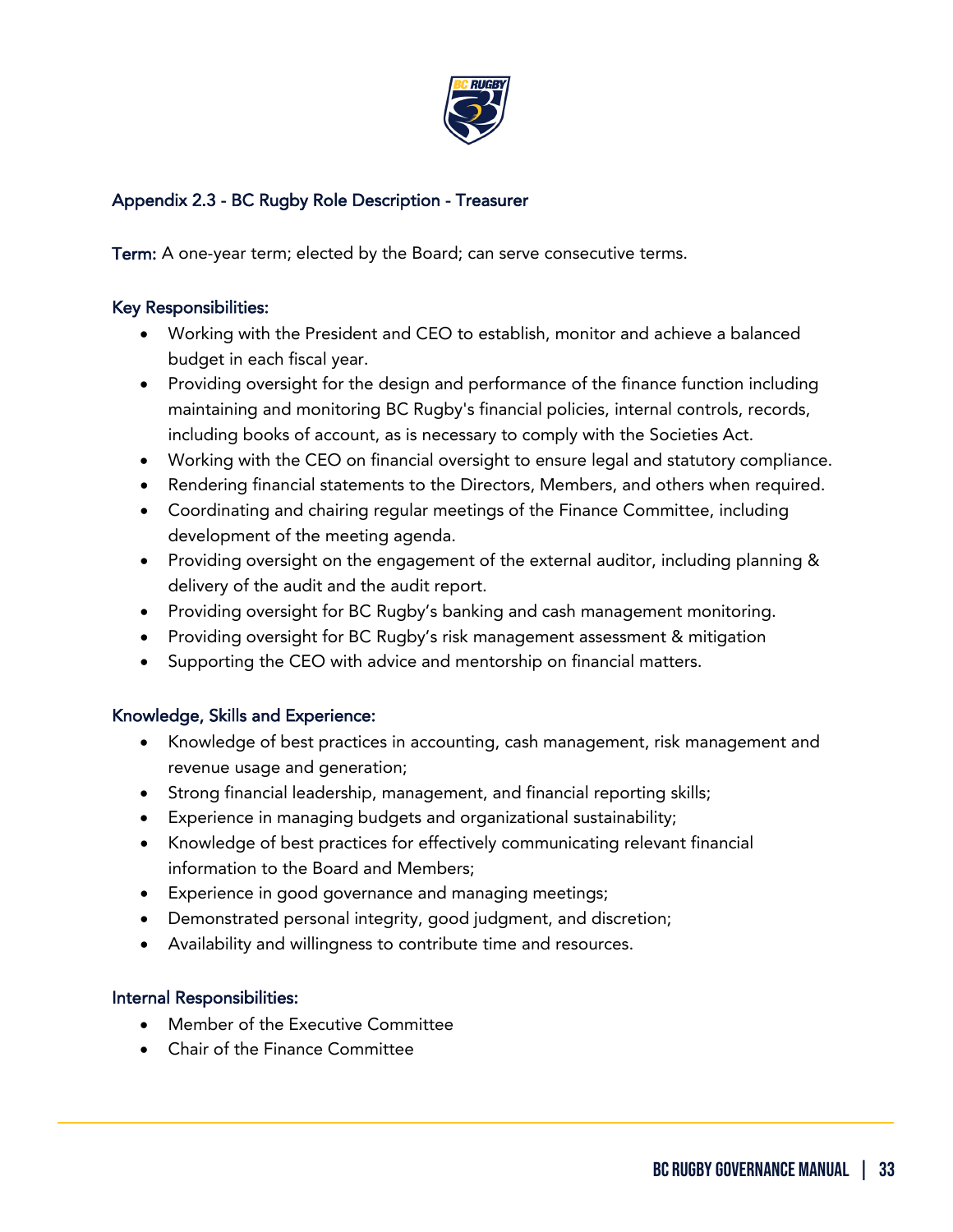## Appendix 2.3 - BC Rugby Role Description - Treasurer

**Term:** A one-year term; elected by the Board; can serve consecutive terms.

### Key Responsibilities:

- Working with the President and CEO to establish, monitor and achieve a balanced budget in each fiscal year.
- Providing oversight for the design and performance of the finance function including maintaining and monitoring BC Rugby's financial policies, internal controls, records, including books of account, as is necessary to comply with the Societies Act.
- Working with the CEO on financial oversight to ensure legal and statutory compliance.
- Rendering financial statements to the Directors, Members, and others when required.
- Coordinating and chairing regular meetings of the Finance Committee, including development of the meeting agenda.
- Providing oversight on the engagement of the external auditor, including planning & delivery of the audit and the audit report.
- Providing oversight for BC Rugby's banking and cash management monitoring.
- Providing oversight for BC Rugby's risk management assessment & mitigation
- Supporting the CEO with advice and mentorship on financial matters.

### Knowledge, Skills and Experience:

- Knowledge of best practices in accounting, cash management, risk management and revenue usage and generation;
- Strong financial leadership, management, and financial reporting skills;
- Experience in managing budgets and organizational sustainability;
- Knowledge of best practices for effectively communicating relevant financial information to the Board and Members;
- Experience in good governance and managing meetings;
- Demonstrated personal integrity, good judgment, and discretion;
- Availability and willingness to contribute time and resources.

### Internal Responsibilities:

- Member of the Executive Committee
- Chair of the Finance Committee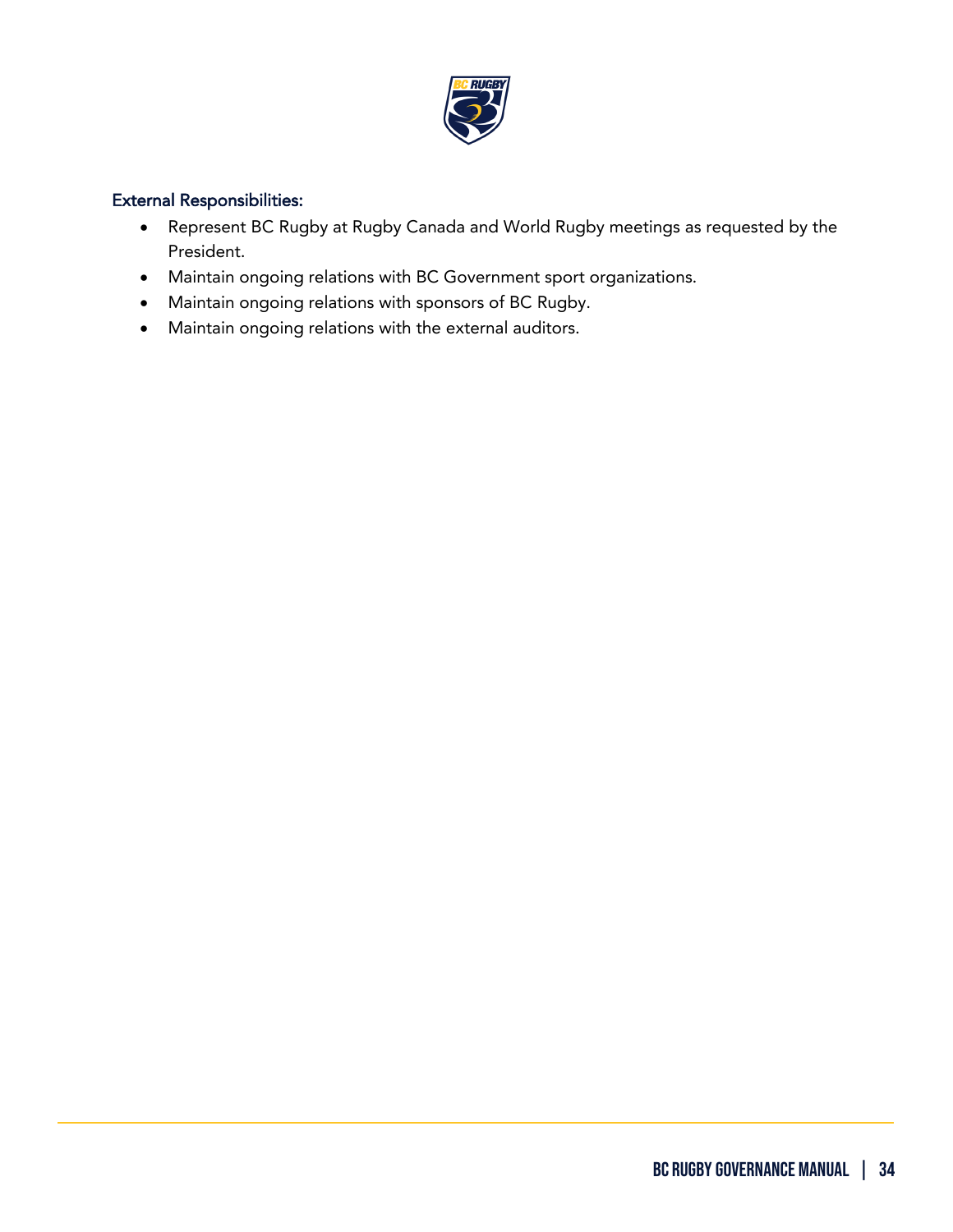External Responsibilities:

- Represent BC Rugby at Rugby Canada and World Rugby meetings as requested by the President.
- Maintain ongoing relations with BC Government sport organizations.
- Maintain ongoing relations with sponsors of BC Rugby.
- Maintain ongoing relations with the external auditors.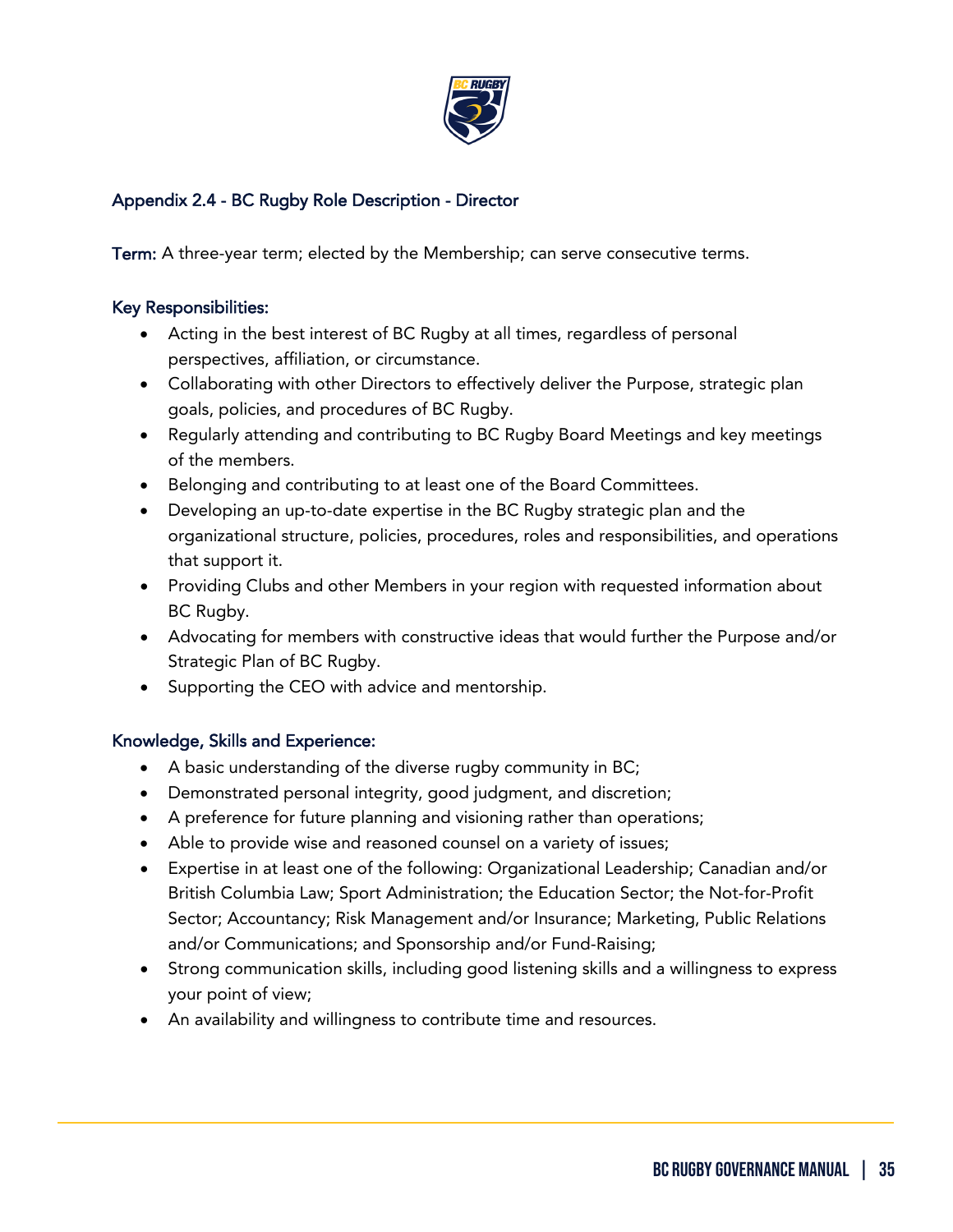## Appendix 2.4 - BC Rugby Role Description - Director

**Term:** A three-year term; elected by the Membership; can serve consecutive terms.

### Key Responsibilities:

- Acting in the best interest of BC Rugby at all times, regardless of personal perspectives, affiliation, or circumstance.
- Collaborating with other Directors to effectively deliver the Purpose, strategic plan goals, policies, and procedures of BC Rugby.
- Regularly attending and contributing to BC Rugby Board Meetings and key meetings of the members.
- Belonging and contributing to at least one of the Board Committees.
- Developing an up-to-date expertise in the BC Rugby strategic plan and the organizational structure, policies, procedures, roles and responsibilities, and operations that support it.
- Providing Clubs and other Members in your region with requested information about BC Rugby.
- Advocating for members with constructive ideas that would further the Purpose and/or Strategic Plan of BC Rugby.
- Supporting the CEO with advice and mentorship.

### Knowledge, Skills and Experience:

- A basic understanding of the diverse rugby community in BC;
- Demonstrated personal integrity, good judgment, and discretion;
- A preference for future planning and visioning rather than operations;
- Able to provide wise and reasoned counsel on a variety of issues;
- Expertise in at least one of the following: Organizational Leadership; Canadian and/or British Columbia Law; Sport Administration; the Education Sector; the Not-for-Profit Sector; Accountancy; Risk Management and/or Insurance; Marketing, Public Relations and/or Communications; and Sponsorship and/or Fund-Raising;
- Strong communication skills, including good listening skills and a willingness to express your point of view;
- An availability and willingness to contribute time and resources.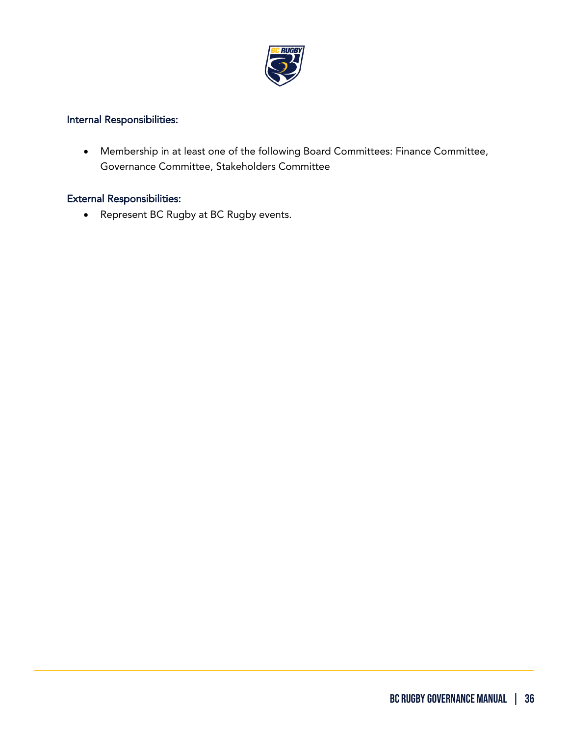### Internal Responsibilities:

- Membership in at least one of the following Board Committees: Finance Committee, Governance Committee, Stakeholders Committee

### External Responsibilities:

- Represent BC Rugby at BC Rugby events.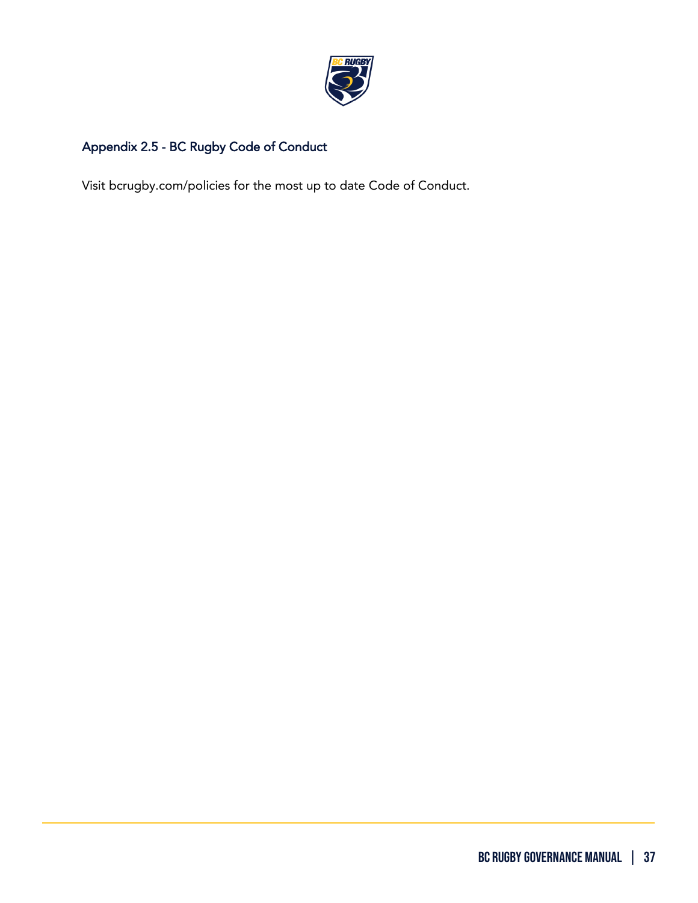## Appendix 2.5 - BC Rugby Code of Conduct

Visit bcrugby.com/policies for the most up to date Code of Conduct.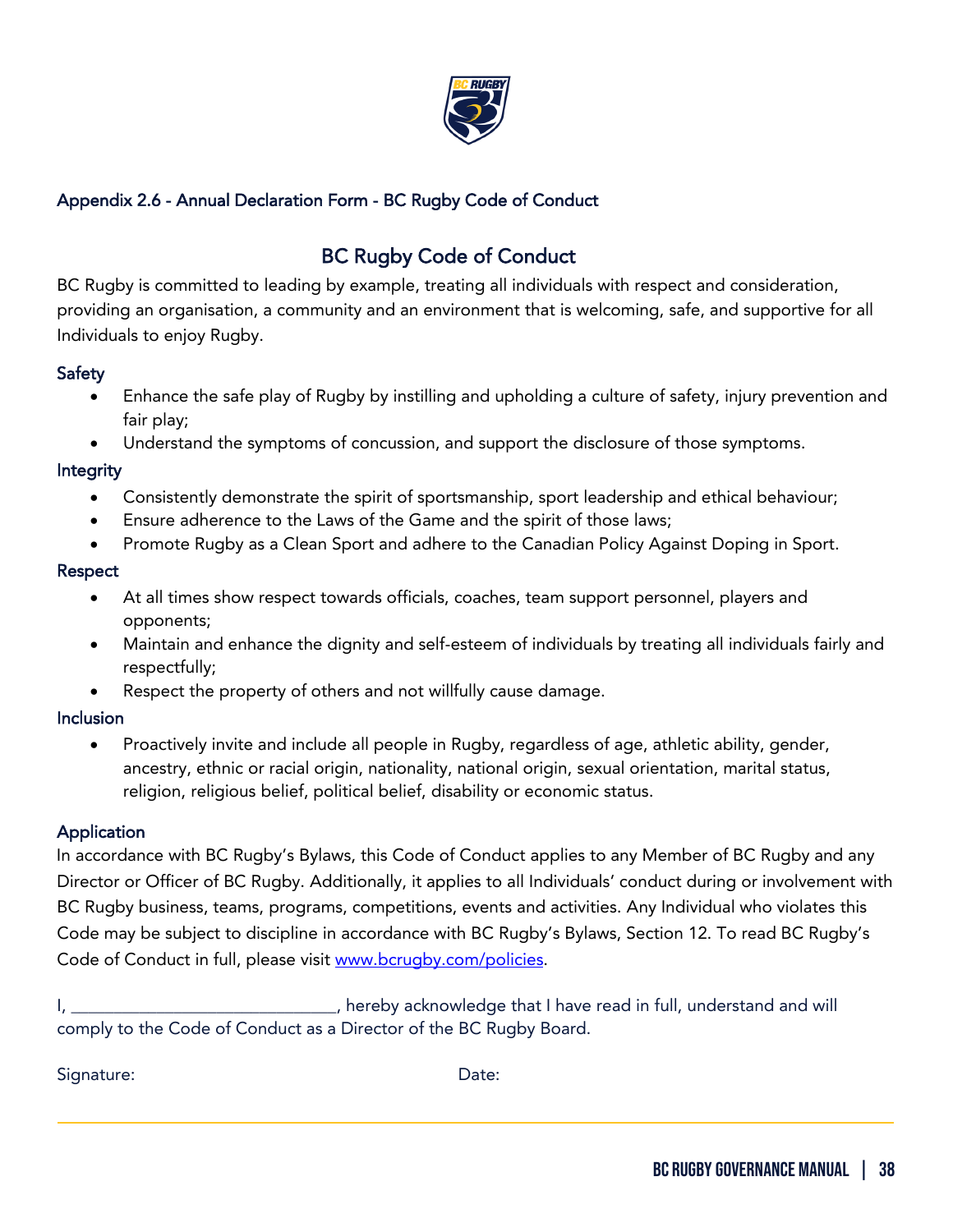### Appendix 2.6 - Annual Declaration Form - BC Rugby Code of Conduct

## BC Rugby Code of Conduct

BC Rugby is committed to leading by example, treating all individuals with respect and consideration, providing an organisation, a community and an environment that is welcoming, safe, and supportive for all Individuals to enjoy Rugby.

#### Safety

- Enhance the safe play of Rugby by instilling and upholding a culture of safety, injury prevention and fair play;
- Understand the symptoms of concussion, and support the disclosure of those symptoms.

#### Integrity

- Consistently demonstrate the spirit of sportsmanship, sport leadership and ethical behaviour;
- Ensure adherence to the Laws of the Game and the spirit of those laws;
- Promote Rugby as a Clean Sport and adhere to the Canadian Policy Against Doping in Sport.

#### Respect

- At all times show respect towards officials, coaches, team support personnel, players and opponents;
- Maintain and enhance the dignity and self-esteem of individuals by treating all individuals fairly and respectfully;
- Respect the property of others and not willfully cause damage.

#### Inclusion

- Proactively invite and include all people in Rugby, regardless of age, athletic ability, gender, ancestry, ethnic or racial origin, nationality, national origin, sexual orientation, marital status, religion, religious belief, political belief, disability or economic status.

#### Application

In accordance with BC Rugby's Bylaws, this Code of Conduct applies to any Member of BC Rugby and any Director or Officer of BC Rugby. Additionally, it applies to all Individuals' conduct during or involvement with BC Rugby business, teams, programs, competitions, events and activities. Any Individual who violates this Code may be subject to discipline in accordance with BC Rugby's Bylaws, Section 12. To read BC Rugby's Code of Conduct in full, please visit [www.bcrugby.com/policies](http://www.bcrugby.com/policies).

I, ______________________________, hereby acknowledge that I have read in full, understand and will comply to the Code of Conduct as a Director of the BC Rugby Board.

Signature: Date: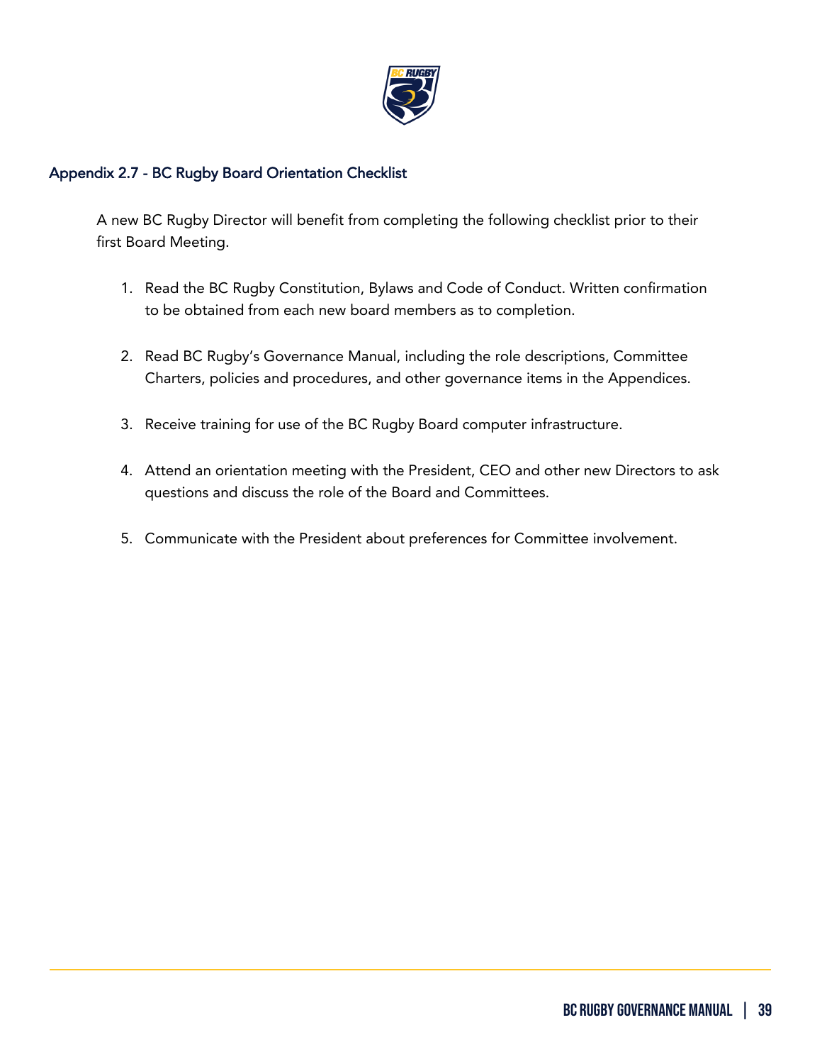## Appendix 2.7 - BC Rugby Board Orientation Checklist

A new BC Rugby Director will benefit from completing the following checklist prior to their first Board Meeting.

1. Read the BC Rugby Constitution, Bylaws and Code of Conduct. Written confirmation to be obtained from each new board members as to completion.

2. Read BC Rugby's Governance Manual, including the role descriptions, Committee Charters, policies and procedures, and other governance items in the Appendices.

3. Receive training for use of the BC Rugby Board computer infrastructure.

4. Attend an orientation meeting with the President, CEO and other new Directors to ask questions and discuss the role of the Board and Committees.

5. Communicate with the President about preferences for Committee involvement.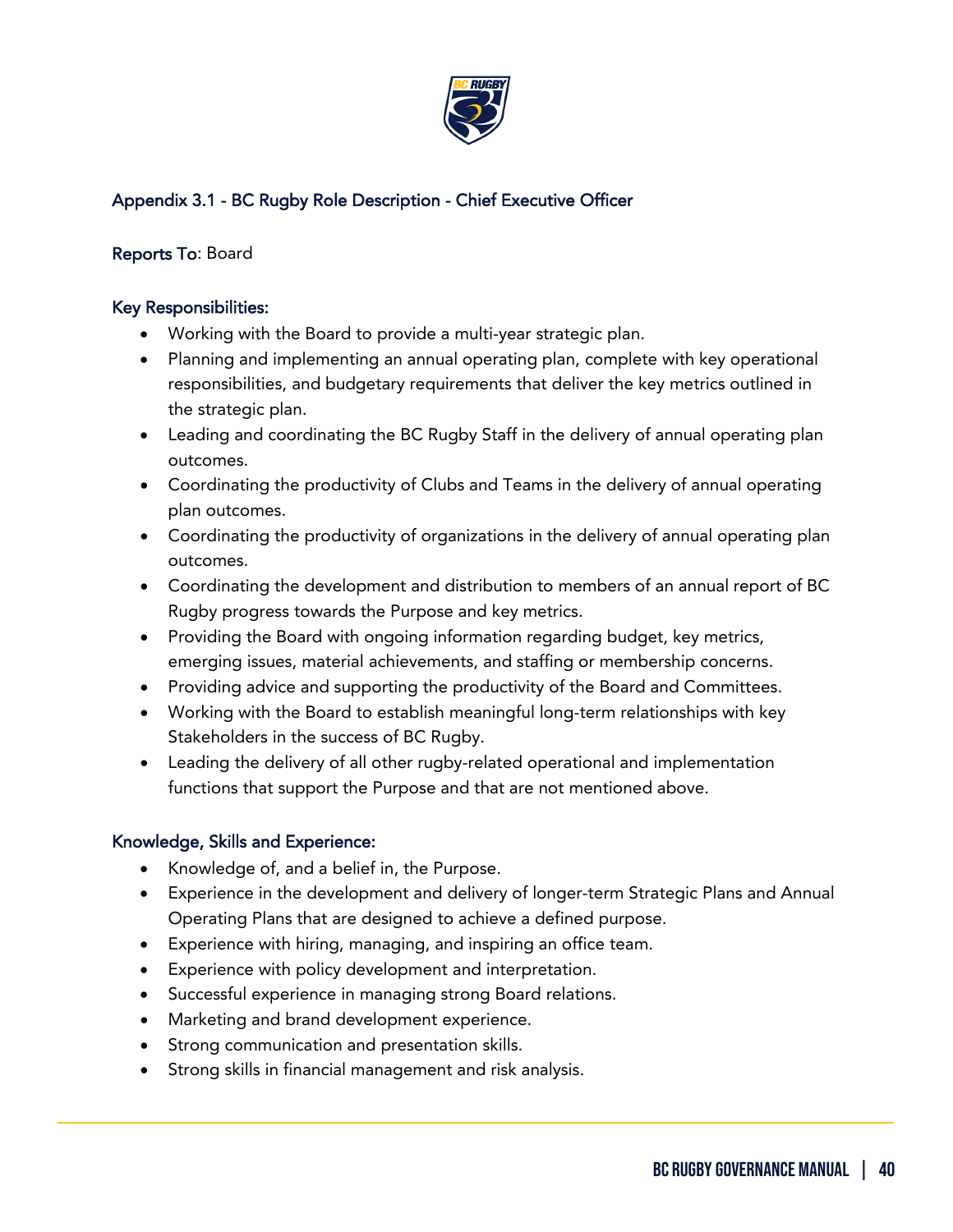## Appendix 3.1 - BC Rugby Role Description - Chief Executive Officer

**Reports To**: Board

**Key Responsibilities:**

- Working with the Board to provide a multi-year strategic plan.
- Planning and implementing an annual operating plan, complete with key operational responsibilities, and budgetary requirements that deliver the key metrics outlined in the strategic plan.
- Leading and coordinating the BC Rugby Staff in the delivery of annual operating plan outcomes.
- Coordinating the productivity of Clubs and Teams in the delivery of annual operating plan outcomes.
- Coordinating the productivity of organizations in the delivery of annual operating plan outcomes.
- Coordinating the development and distribution to members of an annual report of BC Rugby progress towards the Purpose and key metrics.
- Providing the Board with ongoing information regarding budget, key metrics, emerging issues, material achievements, and staffing or membership concerns.
- Providing advice and supporting the productivity of the Board and Committees.
- Working with the Board to establish meaningful long-term relationships with key Stakeholders in the success of BC Rugby.
- Leading the delivery of all other rugby-related operational and implementation functions that support the Purpose and that are not mentioned above.

**Knowledge, Skills and Experience:**

- Knowledge of, and a belief in, the Purpose.
- Experience in the development and delivery of longer-term Strategic Plans and Annual Operating Plans that are designed to achieve a defined purpose.
- Experience with hiring, managing, and inspiring an office team.
- Experience with policy development and interpretation.
- Successful experience in managing strong Board relations.
- Marketing and brand development experience.
- Strong communication and presentation skills.
- Strong skills in financial management and risk analysis.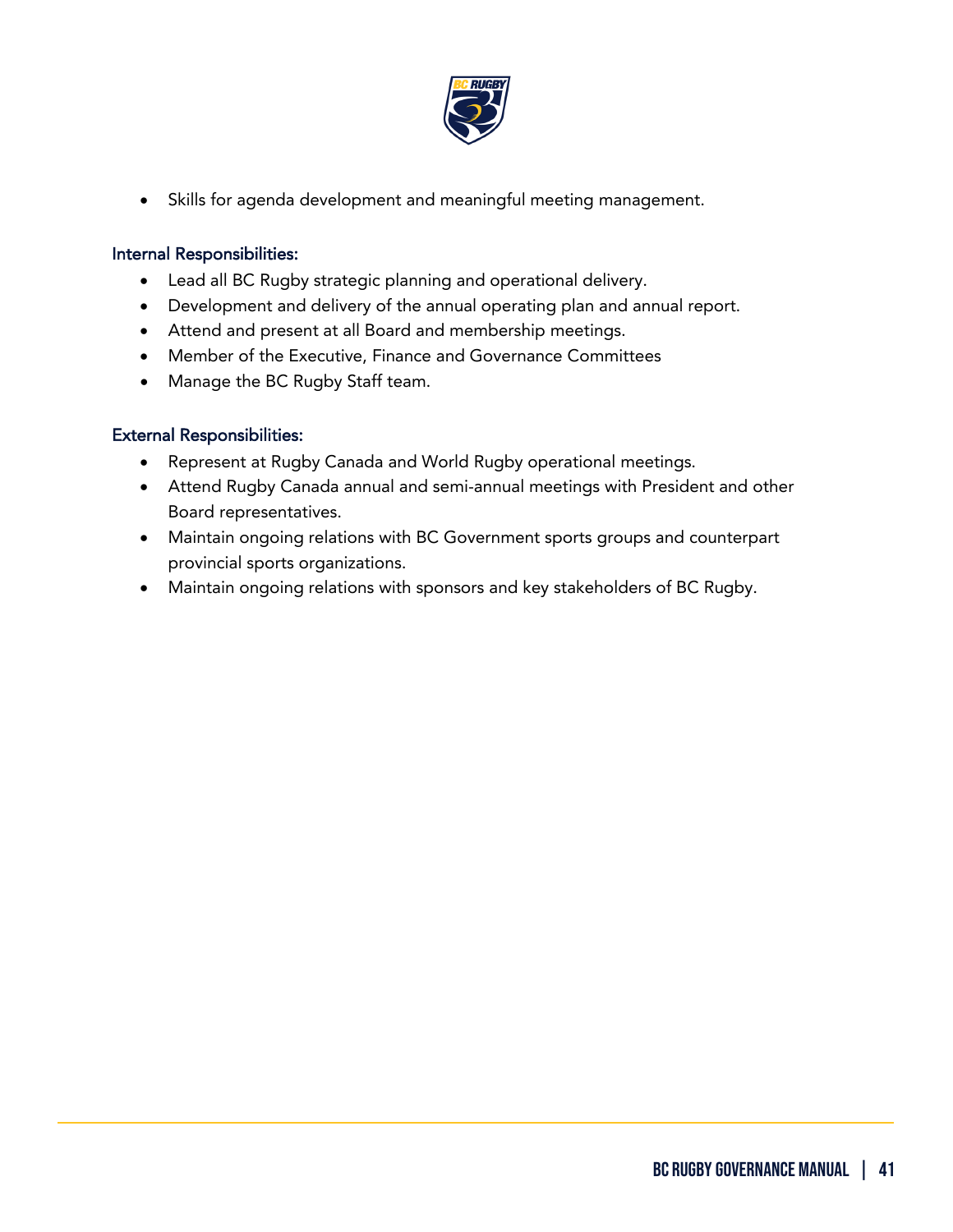- Skills for agenda development and meaningful meeting management.

### Internal Responsibilities:

- Lead all BC Rugby strategic planning and operational delivery.
- Development and delivery of the annual operating plan and annual report.
- Attend and present at all Board and membership meetings.
- Member of the Executive, Finance and Governance Committees
- Manage the BC Rugby Staff team.

### External Responsibilities:

- Represent at Rugby Canada and World Rugby operational meetings.
- Attend Rugby Canada annual and semi-annual meetings with President and other Board representatives.
- Maintain ongoing relations with BC Government sports groups and counterpart provincial sports organizations.
- Maintain ongoing relations with sponsors and key stakeholders of BC Rugby.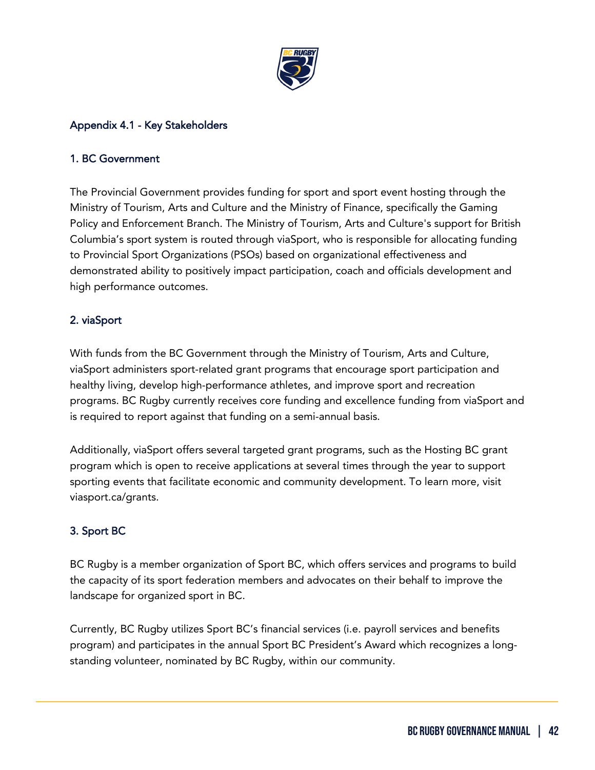## Appendix 4.1 - Key Stakeholders

### 1. BC Government

The Provincial Government provides funding for sport and sport event hosting through the Ministry of Tourism, Arts and Culture and the Ministry of Finance, specifically the Gaming Policy and Enforcement Branch. The Ministry of Tourism, Arts and Culture's support for British Columbia's sport system is routed through viaSport, who is responsible for allocating funding to Provincial Sport Organizations (PSOs) based on organizational effectiveness and demonstrated ability to positively impact participation, coach and officials development and high performance outcomes.

### 2. viaSport

With funds from the BC Government through the Ministry of Tourism, Arts and Culture, viaSport administers sport-related grant programs that encourage sport participation and healthy living, develop high-performance athletes, and improve sport and recreation programs. BC Rugby currently receives core funding and excellence funding from viaSport and is required to report against that funding on a semi-annual basis.

Additionally, viaSport offers several targeted grant programs, such as the Hosting BC grant program which is open to receive applications at several times through the year to support sporting events that facilitate economic and community development. To learn more, visit viasport.ca/grants.

### 3. Sport BC

BC Rugby is a member organization of Sport BC, which offers services and programs to build the capacity of its sport federation members and advocates on their behalf to improve the landscape for organized sport in BC.

Currently, BC Rugby utilizes Sport BC's financial services (i.e. payroll services and benefits program) and participates in the annual Sport BC President's Award which recognizes a long-standing volunteer, nominated by BC Rugby, within our community.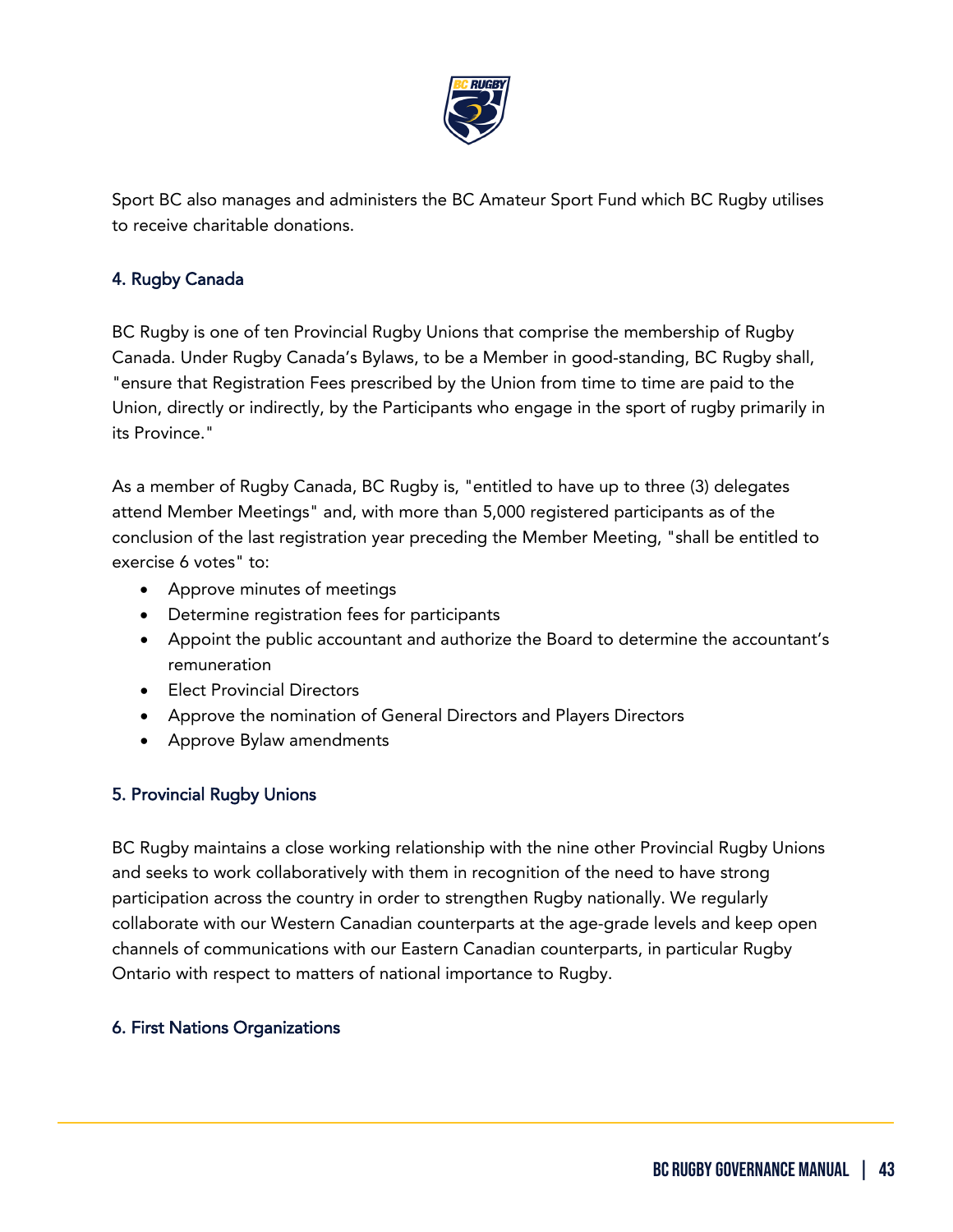Sport BC also manages and administers the BC Amateur Sport Fund which BC Rugby utilises to receive charitable donations.

### 4. Rugby Canada

BC Rugby is one of ten Provincial Rugby Unions that comprise the membership of Rugby Canada. Under Rugby Canada's Bylaws, to be a Member in good-standing, BC Rugby shall, "ensure that Registration Fees prescribed by the Union from time to time are paid to the Union, directly or indirectly, by the Participants who engage in the sport of rugby primarily in its Province."

As a member of Rugby Canada, BC Rugby is, "entitled to have up to three (3) delegates attend Member Meetings" and, with more than 5,000 registered participants as of the conclusion of the last registration year preceding the Member Meeting, "shall be entitled to exercise 6 votes" to:

- Approve minutes of meetings
- Determine registration fees for participants
- Appoint the public accountant and authorize the Board to determine the accountant's remuneration
- Elect Provincial Directors
- Approve the nomination of General Directors and Players Directors
- Approve Bylaw amendments

### 5. Provincial Rugby Unions

BC Rugby maintains a close working relationship with the nine other Provincial Rugby Unions and seeks to work collaboratively with them in recognition of the need to have strong participation across the country in order to strengthen Rugby nationally. We regularly collaborate with our Western Canadian counterparts at the age-grade levels and keep open channels of communications with our Eastern Canadian counterparts, in particular Rugby Ontario with respect to matters of national importance to Rugby.

### 6. First Nations Organizations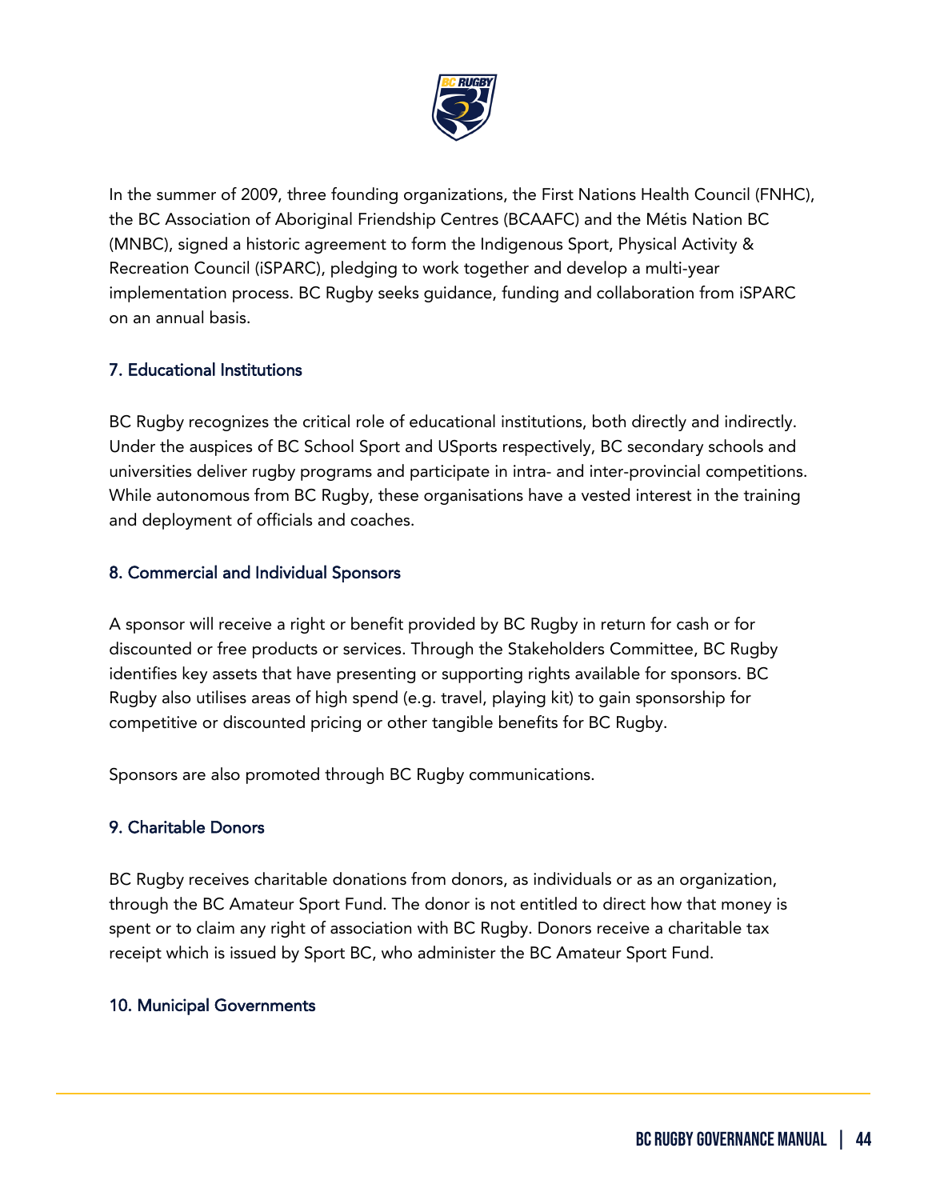In the summer of 2009, three founding organizations, the First Nations Health Council (FNHC), the BC Association of Aboriginal Friendship Centres (BCAAFC) and the Métis Nation BC (MNBC), signed a historic agreement to form the Indigenous Sport, Physical Activity & Recreation Council (iSPARC), pledging to work together and develop a multi-year implementation process. BC Rugby seeks guidance, funding and collaboration from iSPARC on an annual basis.

### 7. Educational Institutions

BC Rugby recognizes the critical role of educational institutions, both directly and indirectly. Under the auspices of BC School Sport and USports respectively, BC secondary schools and universities deliver rugby programs and participate in intra- and inter-provincial competitions. While autonomous from BC Rugby, these organisations have a vested interest in the training and deployment of officials and coaches.

### 8. Commercial and Individual Sponsors

A sponsor will receive a right or benefit provided by BC Rugby in return for cash or for discounted or free products or services. Through the Stakeholders Committee, BC Rugby identifies key assets that have presenting or supporting rights available for sponsors. BC Rugby also utilises areas of high spend (e.g. travel, playing kit) to gain sponsorship for competitive or discounted pricing or other tangible benefits for BC Rugby.

Sponsors are also promoted through BC Rugby communications.

### 9. Charitable Donors

BC Rugby receives charitable donations from donors, as individuals or as an organization, through the BC Amateur Sport Fund. The donor is not entitled to direct how that money is spent or to claim any right of association with BC Rugby. Donors receive a charitable tax receipt which is issued by Sport BC, who administer the BC Amateur Sport Fund.

### 10. Municipal Governments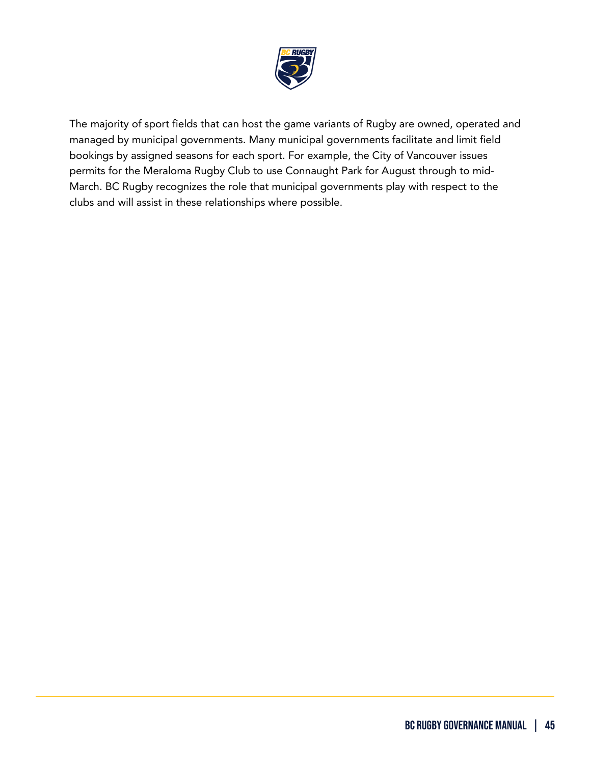The majority of sport fields that can host the game variants of Rugby are owned, operated and managed by municipal governments. Many municipal governments facilitate and limit field bookings by assigned seasons for each sport. For example, the City of Vancouver issues permits for the Meraloma Rugby Club to use Connaught Park for August through to mid-March. BC Rugby recognizes the role that municipal governments play with respect to the clubs and will assist in these relationships where possible.